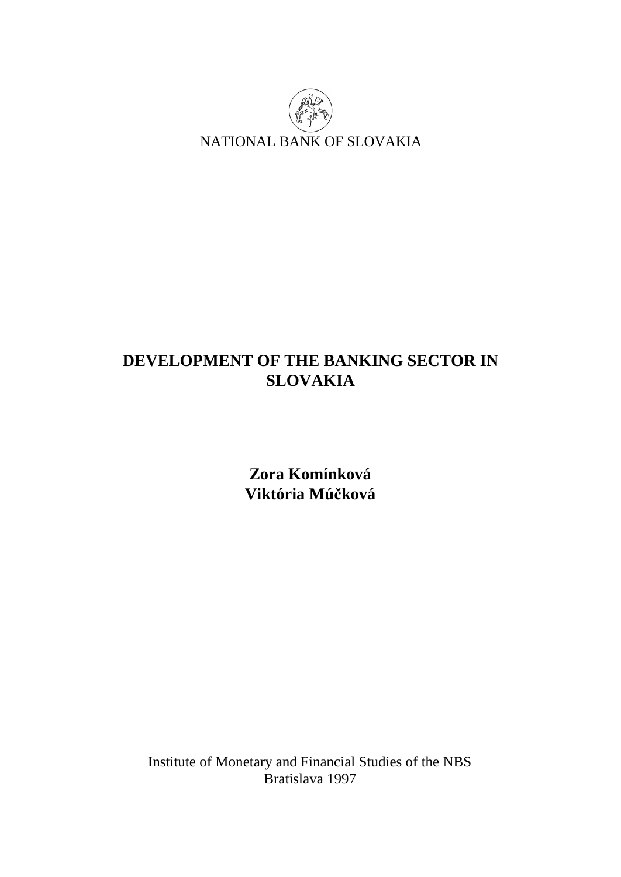NATIONAL BANK OF SLOVAKIA

# DEVELOPMENT OF THE BANKING SECTOR IN SLOVAKIA

**Zora Komínková**
**Viktória Múčková**

Institute of Monetary and Financial Studies of the NBS
Bratislava 1997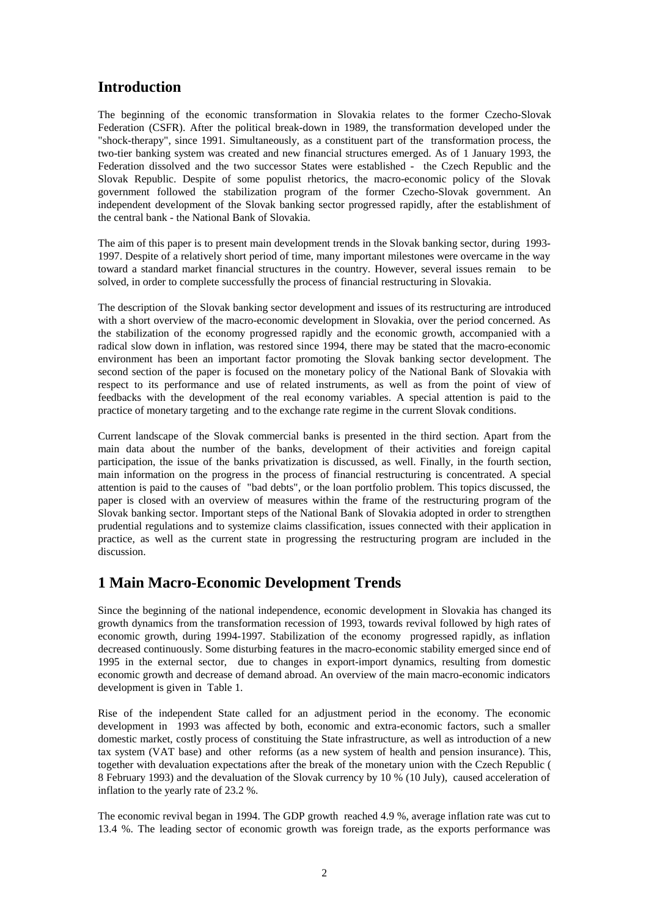## Introduction

The beginning of the economic transformation in Slovakia relates to the former Czecho-Slovak Federation (CSFR). After the political break-down in 1989, the transformation developed under the "shock-therapy", since 1991. Simultaneously, as a constituent part of the transformation process, the two-tier banking system was created and new financial structures emerged. As of 1 January 1993, the Federation dissolved and the two successor States were established - the Czech Republic and the Slovak Republic. Despite of some populist rhetorics, the macro-economic policy of the Slovak government followed the stabilization program of the former Czecho-Slovak government. An independent development of the Slovak banking sector progressed rapidly, after the establishment of the central bank - the National Bank of Slovakia.

The aim of this paper is to present main development trends in the Slovak banking sector, during 1993-1997. Despite of a relatively short period of time, many important milestones were overcame in the way toward a standard market financial structures in the country. However, several issues remain to be solved, in order to complete successfully the process of financial restructuring in Slovakia.

The description of the Slovak banking sector development and issues of its restructuring are introduced with a short overview of the macro-economic development in Slovakia, over the period concerned. As the stabilization of the economy progressed rapidly and the economic growth, accompanied with a radical slow down in inflation, was restored since 1994, there may be stated that the macro-economic environment has been an important factor promoting the Slovak banking sector development. The second section of the paper is focused on the monetary policy of the National Bank of Slovakia with respect to its performance and use of related instruments, as well as from the point of view of feedbacks with the development of the real economy variables. A special attention is paid to the practice of monetary targeting and to the exchange rate regime in the current Slovak conditions.

Current landscape of the Slovak commercial banks is presented in the third section. Apart from the main data about the number of the banks, development of their activities and foreign capital participation, the issue of the banks privatization is discussed, as well. Finally, in the fourth section, main information on the progress in the process of financial restructuring is concentrated. A special attention is paid to the causes of "bad debts", or the loan portfolio problem. This topics discussed, the paper is closed with an overview of measures within the frame of the restructuring program of the Slovak banking sector. Important steps of the National Bank of Slovakia adopted in order to strengthen prudential regulations and to systemize claims classification, issues connected with their application in practice, as well as the current state in progressing the restructuring program are included in the discussion.

## 1 Main Macro-Economic Development Trends

Since the beginning of the national independence, economic development in Slovakia has changed its growth dynamics from the transformation recession of 1993, towards revival followed by high rates of economic growth, during 1994-1997. Stabilization of the economy progressed rapidly, as inflation decreased continuously. Some disturbing features in the macro-economic stability emerged since end of 1995 in the external sector, due to changes in export-import dynamics, resulting from domestic economic growth and decrease of demand abroad. An overview of the main macro-economic indicators development is given in Table 1.

Rise of the independent State called for an adjustment period in the economy. The economic development in 1993 was affected by both, economic and extra-economic factors, such a smaller domestic market, costly process of constituing the State infrastructure, as well as introduction of a new tax system (VAT base) and other reforms (as a new system of health and pension insurance). This, together with devaluation expectations after the break of the monetary union with the Czech Republic ( 8 February 1993) and the devaluation of the Slovak currency by 10 % (10 July), caused acceleration of inflation to the yearly rate of 23.2 %.

The economic revival began in 1994. The GDP growth reached 4.9 %, average inflation rate was cut to 13.4 %. The leading sector of economic growth was foreign trade, as the exports performance was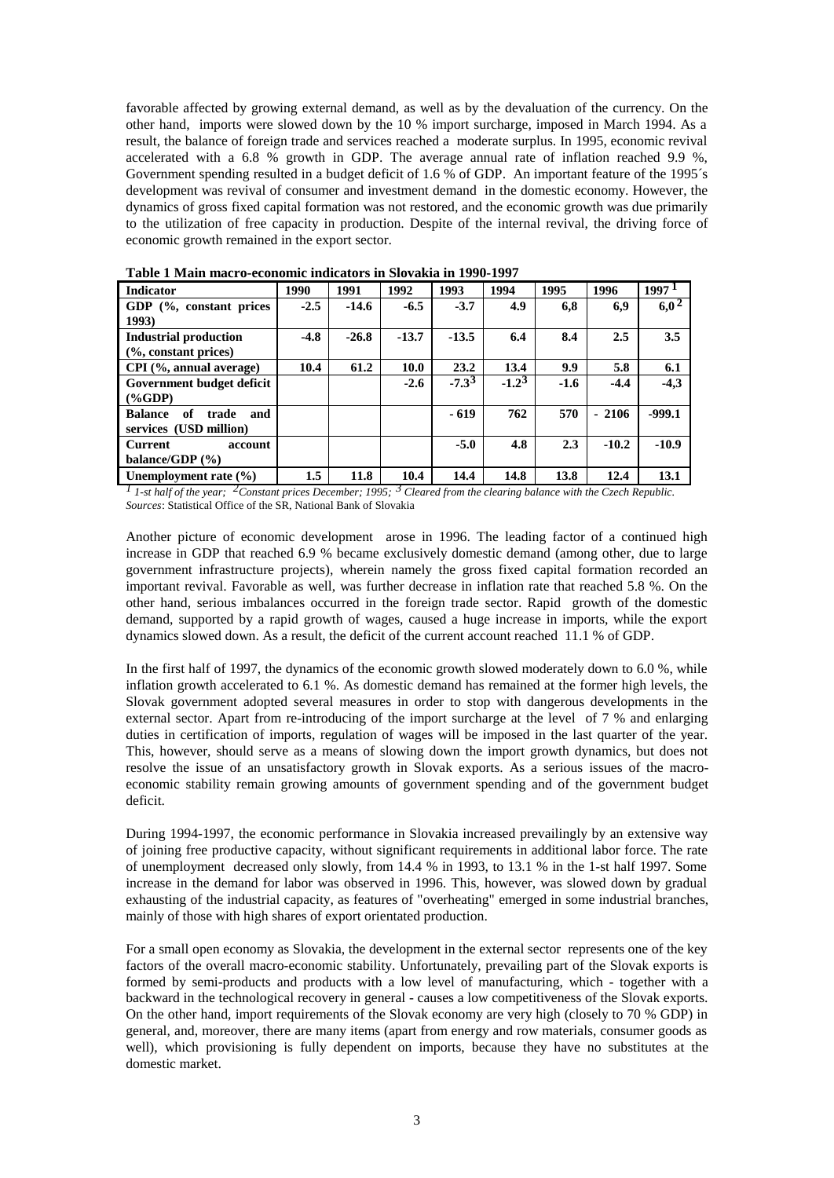favorable affected by growing external demand, as well as by the devaluation of the currency. On the other hand, imports were slowed down by the 10 % import surcharge, imposed in March 1994. As a result, the balance of foreign trade and services reached a moderate surplus. In 1995, economic revival accelerated with a 6.8 % growth in GDP. The average annual rate of inflation reached 9.9 %, Government spending resulted in a budget deficit of 1.6 % of GDP. An important feature of the 1995´s development was revival of consumer and investment demand in the domestic economy. However, the dynamics of gross fixed capital formation was not restored, and the economic growth was due primarily to the utilization of free capacity in production. Despite of the internal revival, the driving force of economic growth remained in the export sector.

**Table 1 Main macro-economic indicators in Slovakia in 1990-1997**

| Indicator | 1990 | 1991 | 1992 | 1993 | 1994 | 1995 | 1996 | 1997 [1] |
|---|---|---|---|---|---|---|---|---|
| **GDP (%, constant prices 1993)** | -2.5 | -14.6 | -6.5 | -3.7 | 4.9 | 6,8 | 6,9 | 6,0 [2] |
| **Industrial production (%, constant prices)** | -4.8 | -26.8 | -13.7 | -13.5 | 6.4 | 8.4 | 2.5 | 3.5 |
| **CPI (%, annual average)** | 10.4 | 61.2 | 10.0 | 23.2 | 13.4 | 9.9 | 5.8 | 6.1 |
| **Government budget deficit (%GDP)** | | | -2.6 | -7.3 [3] | -1.2 [3] | -1.6 | -4.4 | -4,3 |
| **Balance of trade and services (USD million)** | | | | - 619 | 762 | 570 | - 2106 | -999.1 |
| **Current account balance/GDP (%)** | | | | -5.0 | 4.8 | 2.3 | -10.2 | -10.9 |
| **Unemployment rate (%)** | 1.5 | 11.8 | 10.4 | 14.4 | 14.8 | 13.8 | 12.4 | 13.1 |

*[1] 1-st half of the year; [2] Constant prices December; 1995; [3] Cleared from the clearing balance with the Czech Republic.*
*Sources*: Statistical Office of the SR, National Bank of Slovakia

Another picture of economic development arose in 1996. The leading factor of a continued high increase in GDP that reached 6.9 % became exclusively domestic demand (among other, due to large government infrastructure projects), wherein namely the gross fixed capital formation recorded an important revival. Favorable as well, was further decrease in inflation rate that reached 5.8 %. On the other hand, serious imbalances occurred in the foreign trade sector. Rapid growth of the domestic demand, supported by a rapid growth of wages, caused a huge increase in imports, while the export dynamics slowed down. As a result, the deficit of the current account reached 11.1 % of GDP.

In the first half of 1997, the dynamics of the economic growth slowed moderately down to 6.0 %, while inflation growth accelerated to 6.1 %. As domestic demand has remained at the former high levels, the Slovak government adopted several measures in order to stop with dangerous developments in the external sector. Apart from re-introducing of the import surcharge at the level of 7 % and enlarging duties in certification of imports, regulation of wages will be imposed in the last quarter of the year. This, however, should serve as a means of slowing down the import growth dynamics, but does not resolve the issue of an unsatisfactory growth in Slovak exports. As a serious issues of the macro-economic stability remain growing amounts of government spending and of the government budget deficit.

During 1994-1997, the economic performance in Slovakia increased prevailingly by an extensive way of joining free productive capacity, without significant requirements in additional labor force. The rate of unemployment decreased only slowly, from 14.4 % in 1993, to 13.1 % in the 1-st half 1997. Some increase in the demand for labor was observed in 1996. This, however, was slowed down by gradual exhausting of the industrial capacity, as features of "overheating" emerged in some industrial branches, mainly of those with high shares of export orientated production.

For a small open economy as Slovakia, the development in the external sector represents one of the key factors of the overall macro-economic stability. Unfortunately, prevailing part of the Slovak exports is formed by semi-products and products with a low level of manufacturing, which - together with a backward in the technological recovery in general - causes a low competitiveness of the Slovak exports. On the other hand, import requirements of the Slovak economy are very high (closely to 70 % GDP) in general, and, moreover, there are many items (apart from energy and row materials, consumer goods as well), which provisioning is fully dependent on imports, because they have no substitutes at the domestic market.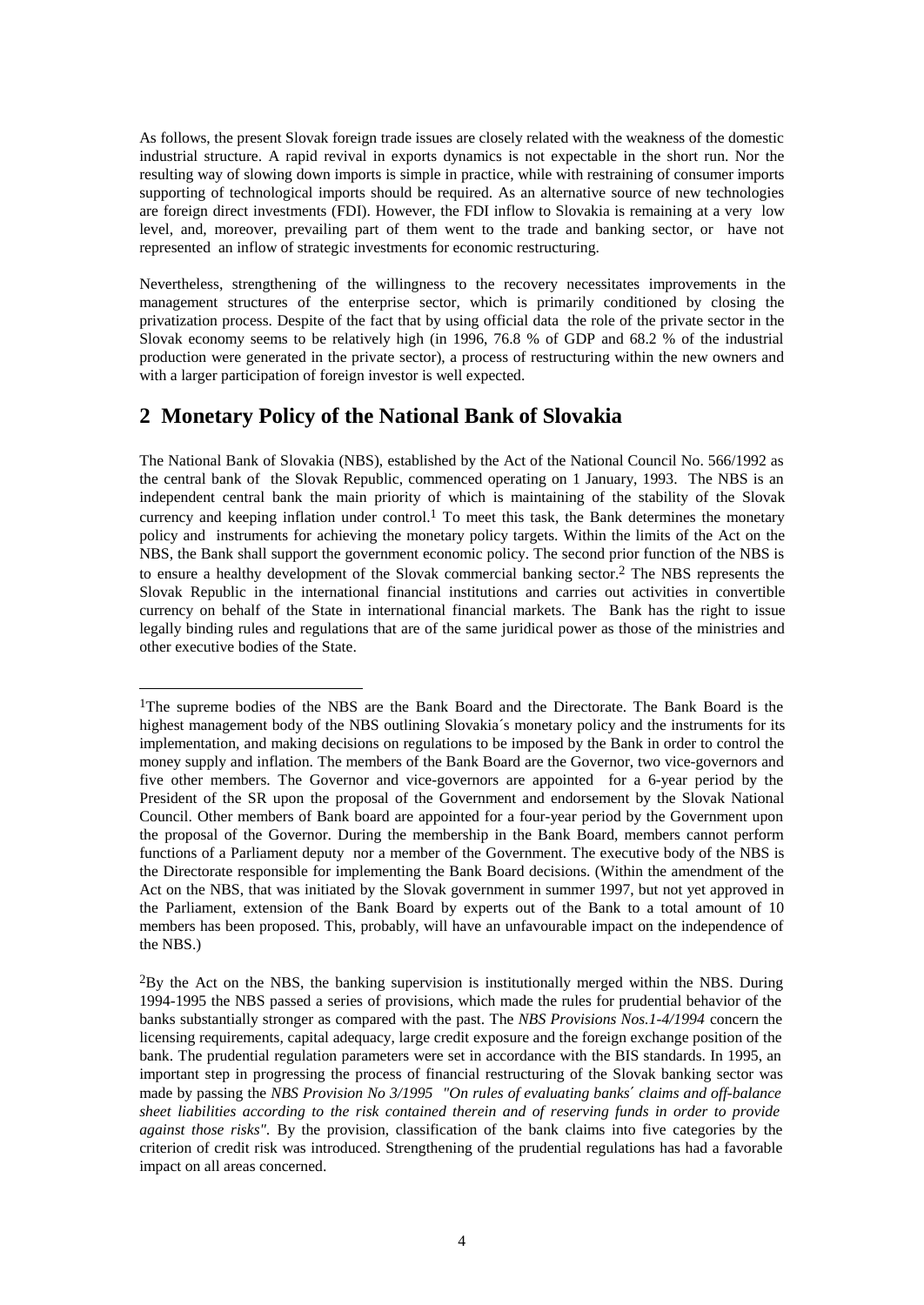As follows, the present Slovak foreign trade issues are closely related with the weakness of the domestic industrial structure. A rapid revival in exports dynamics is not expectable in the short run. Nor the resulting way of slowing down imports is simple in practice, while with restraining of consumer imports supporting of technological imports should be required. As an alternative source of new technologies are foreign direct investments (FDI). However, the FDI inflow to Slovakia is remaining at a very low level, and, moreover, prevailing part of them went to the trade and banking sector, or have not represented an inflow of strategic investments for economic restructuring.

Nevertheless, strengthening of the willingness to the recovery necessitates improvements in the management structures of the enterprise sector, which is primarily conditioned by closing the privatization process. Despite of the fact that by using official data the role of the private sector in the Slovak economy seems to be relatively high (in 1996, 76.8 % of GDP and 68.2 % of the industrial production were generated in the private sector), a process of restructuring within the new owners and with a larger participation of foreign investor is well expected.

## 2 Monetary Policy of the National Bank of Slovakia

The National Bank of Slovakia (NBS), established by the Act of the National Council No. 566/1992 as the central bank of the Slovak Republic, commenced operating on 1 January, 1993. The NBS is an independent central bank the main priority of which is maintaining of the stability of the Slovak currency and keeping inflation under control.[1] To meet this task, the Bank determines the monetary policy and instruments for achieving the monetary policy targets. Within the limits of the Act on the NBS, the Bank shall support the government economic policy. The second prior function of the NBS is to ensure a healthy development of the Slovak commercial banking sector.[2] The NBS represents the Slovak Republic in the international financial institutions and carries out activities in convertible currency on behalf of the State in international financial markets. The Bank has the right to issue legally binding rules and regulations that are of the same juridical power as those of the ministries and other executive bodies of the State.

---

[1]The supreme bodies of the NBS are the Bank Board and the Directorate. The Bank Board is the highest management body of the NBS outlining Slovakia´s monetary policy and the instruments for its implementation, and making decisions on regulations to be imposed by the Bank in order to control the money supply and inflation. The members of the Bank Board are the Governor, two vice-governors and five other members. The Governor and vice-governors are appointed for a 6-year period by the President of the SR upon the proposal of the Government and endorsement by the Slovak National Council. Other members of Bank board are appointed for a four-year period by the Government upon the proposal of the Governor. During the membership in the Bank Board, members cannot perform functions of a Parliament deputy nor a member of the Government. The executive body of the NBS is the Directorate responsible for implementing the Bank Board decisions. (Within the amendment of the Act on the NBS, that was initiated by the Slovak government in summer 1997, but not yet approved in the Parliament, extension of the Bank Board by experts out of the Bank to a total amount of 10 members has been proposed. This, probably, will have an unfavourable impact on the independence of the NBS.)

[2]By the Act on the NBS, the banking supervision is institutionally merged within the NBS. During 1994-1995 the NBS passed a series of provisions, which made the rules for prudential behavior of the banks substantially stronger as compared with the past. The *NBS Provisions Nos.1-4/1994* concern the licensing requirements, capital adequacy, large credit exposure and the foreign exchange position of the bank. The prudential regulation parameters were set in accordance with the BIS standards. In 1995, an important step in progressing the process of financial restructuring of the Slovak banking sector was made by passing the *NBS Provision No 3/1995 "On rules of evaluating banks´ claims and off-balance sheet liabilities according to the risk contained therein and of reserving funds in order to provide against those risks".* By the provision, classification of the bank claims into five categories by the criterion of credit risk was introduced. Strengthening of the prudential regulations has had a favorable impact on all areas concerned.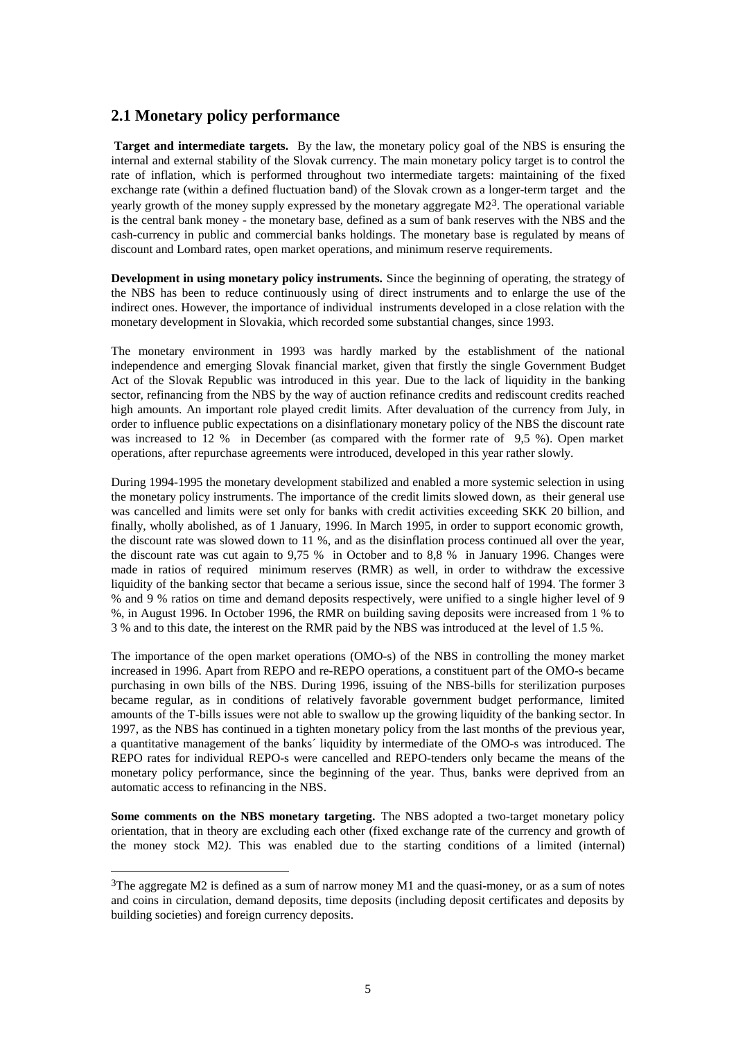## 2.1 Monetary policy performance

**Target and intermediate targets.** By the law, the monetary policy goal of the NBS is ensuring the internal and external stability of the Slovak currency. The main monetary policy target is to control the rate of inflation, which is performed throughout two intermediate targets: maintaining of the fixed exchange rate (within a defined fluctuation band) of the Slovak crown as a longer-term target and the yearly growth of the money supply expressed by the monetary aggregate M2[3]. The operational variable is the central bank money - the monetary base, defined as a sum of bank reserves with the NBS and the cash-currency in public and commercial banks holdings. The monetary base is regulated by means of discount and Lombard rates, open market operations, and minimum reserve requirements.

**Development in using monetary policy instruments.** Since the beginning of operating, the strategy of the NBS has been to reduce continuously using of direct instruments and to enlarge the use of the indirect ones. However, the importance of individual instruments developed in a close relation with the monetary development in Slovakia, which recorded some substantial changes, since 1993.

The monetary environment in 1993 was hardly marked by the establishment of the national independence and emerging Slovak financial market, given that firstly the single Government Budget Act of the Slovak Republic was introduced in this year. Due to the lack of liquidity in the banking sector, refinancing from the NBS by the way of auction refinance credits and rediscount credits reached high amounts. An important role played credit limits. After devaluation of the currency from July, in order to influence public expectations on a disinflationary monetary policy of the NBS the discount rate was increased to 12 % in December (as compared with the former rate of 9,5 %). Open market operations, after repurchase agreements were introduced, developed in this year rather slowly.

During 1994-1995 the monetary development stabilized and enabled a more systemic selection in using the monetary policy instruments. The importance of the credit limits slowed down, as their general use was cancelled and limits were set only for banks with credit activities exceeding SKK 20 billion, and finally, wholly abolished, as of 1 January, 1996. In March 1995, in order to support economic growth, the discount rate was slowed down to 11 %, and as the disinflation process continued all over the year, the discount rate was cut again to 9,75 % in October and to 8,8 % in January 1996. Changes were made in ratios of required minimum reserves (RMR) as well, in order to withdraw the excessive liquidity of the banking sector that became a serious issue, since the second half of 1994. The former 3 % and 9 % ratios on time and demand deposits respectively, were unified to a single higher level of 9 %, in August 1996. In October 1996, the RMR on building saving deposits were increased from 1 % to 3 % and to this date, the interest on the RMR paid by the NBS was introduced at the level of 1.5 %.

The importance of the open market operations (OMO-s) of the NBS in controlling the money market increased in 1996. Apart from REPO and re-REPO operations, a constituent part of the OMO-s became purchasing in own bills of the NBS. During 1996, issuing of the NBS-bills for sterilization purposes became regular, as in conditions of relatively favorable government budget performance, limited amounts of the T-bills issues were not able to swallow up the growing liquidity of the banking sector. In 1997, as the NBS has continued in a tighten monetary policy from the last months of the previous year, a quantitative management of the banks´ liquidity by intermediate of the OMO-s was introduced. The REPO rates for individual REPO-s were cancelled and REPO-tenders only became the means of the monetary policy performance, since the beginning of the year. Thus, banks were deprived from an automatic access to refinancing in the NBS.

**Some comments on the NBS monetary targeting.** The NBS adopted a two-target monetary policy orientation, that in theory are excluding each other (fixed exchange rate of the currency and growth of the money stock M2*)*. This was enabled due to the starting conditions of a limited (internal)

---

[3]The aggregate M2 is defined as a sum of narrow money M1 and the quasi-money, or as a sum of notes and coins in circulation, demand deposits, time deposits (including deposit certificates and deposits by building societies) and foreign currency deposits.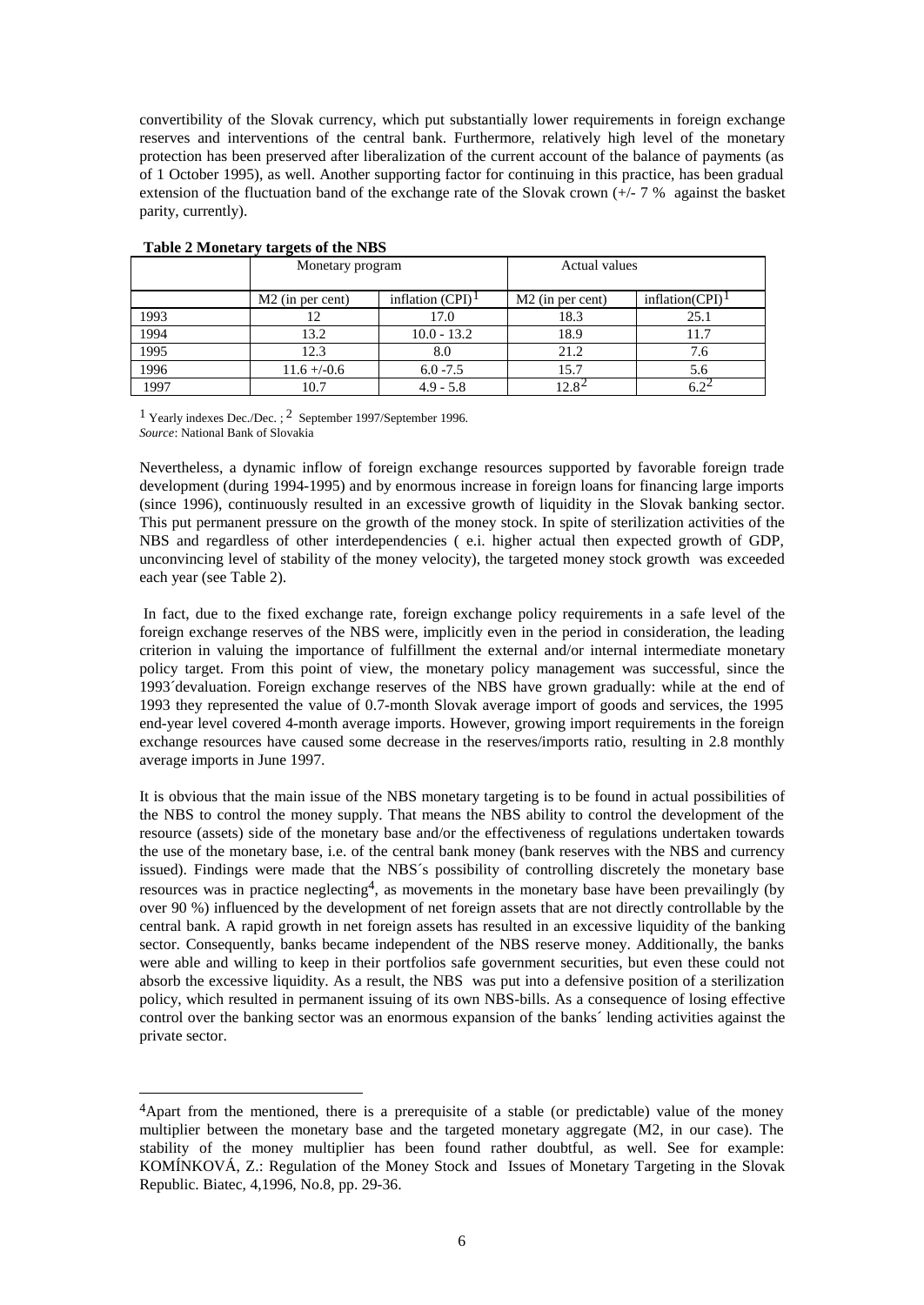convertibility of the Slovak currency, which put substantially lower requirements in foreign exchange reserves and interventions of the central bank. Furthermore, relatively high level of the monetary protection has been preserved after liberalization of the current account of the balance of payments (as of 1 October 1995), as well. Another supporting factor for continuing in this practice, has been gradual extension of the fluctuation band of the exchange rate of the Slovak crown (+/- 7 % against the basket parity, currently).

**Table 2 Monetary targets of the NBS**

| | Monetary program | | Actual values | |
|---|---|---|---|---|
| | M2 (in per cent) | inflation (CPI)[1] | M2 (in per cent) | inflation(CPI)[1] |
| 1993 | 12 | 17.0 | 18.3 | 25.1 |
| 1994 | 13.2 | 10.0 - 13.2 | 18.9 | 11.7 |
| 1995 | 12.3 | 8.0 | 21.2 | 7.6 |
| 1996 | 11.6 +/-0.6 | 6.0 -7.5 | 15.7 | 5.6 |
| 1997 | 10.7 | 4.9 - 5.8 | 12.8[2] | 6.2[2] |

[1] Yearly indexes Dec./Dec. ; [2] September 1997/September 1996.
*Source*: National Bank of Slovakia

Nevertheless, a dynamic inflow of foreign exchange resources supported by favorable foreign trade development (during 1994-1995) and by enormous increase in foreign loans for financing large imports (since 1996), continuously resulted in an excessive growth of liquidity in the Slovak banking sector. This put permanent pressure on the growth of the money stock. In spite of sterilization activities of the NBS and regardless of other interdependencies ( e.i. higher actual then expected growth of GDP, unconvincing level of stability of the money velocity), the targeted money stock growth was exceeded each year (see Table 2).

In fact, due to the fixed exchange rate, foreign exchange policy requirements in a safe level of the foreign exchange reserves of the NBS were, implicitly even in the period in consideration, the leading criterion in valuing the importance of fulfillment the external and/or internal intermediate monetary policy target. From this point of view, the monetary policy management was successful, since the 1993´devaluation. Foreign exchange reserves of the NBS have grown gradually: while at the end of 1993 they represented the value of 0.7-month Slovak average import of goods and services, the 1995 end-year level covered 4-month average imports. However, growing import requirements in the foreign exchange resources have caused some decrease in the reserves/imports ratio, resulting in 2.8 monthly average imports in June 1997.

It is obvious that the main issue of the NBS monetary targeting is to be found in actual possibilities of the NBS to control the money supply. That means the NBS ability to control the development of the resource (assets) side of the monetary base and/or the effectiveness of regulations undertaken towards the use of the monetary base, i.e. of the central bank money (bank reserves with the NBS and currency issued). Findings were made that the NBS´s possibility of controlling discretely the monetary base resources was in practice neglecting[4], as movements in the monetary base have been prevailingly (by over 90 %) influenced by the development of net foreign assets that are not directly controllable by the central bank. A rapid growth in net foreign assets has resulted in an excessive liquidity of the banking sector. Consequently, banks became independent of the NBS reserve money. Additionally, the banks were able and willing to keep in their portfolios safe government securities, but even these could not absorb the excessive liquidity. As a result, the NBS was put into a defensive position of a sterilization policy, which resulted in permanent issuing of its own NBS-bills. As a consequence of losing effective control over the banking sector was an enormous expansion of the banks´ lending activities against the private sector.

[4]Apart from the mentioned, there is a prerequisite of a stable (or predictable) value of the money multiplier between the monetary base and the targeted monetary aggregate (M2, in our case). The stability of the money multiplier has been found rather doubtful, as well. See for example: KOMÍNKOVÁ, Z.: Regulation of the Money Stock and Issues of Monetary Targeting in the Slovak Republic. Biatec, 4,1996, No.8, pp. 29-36.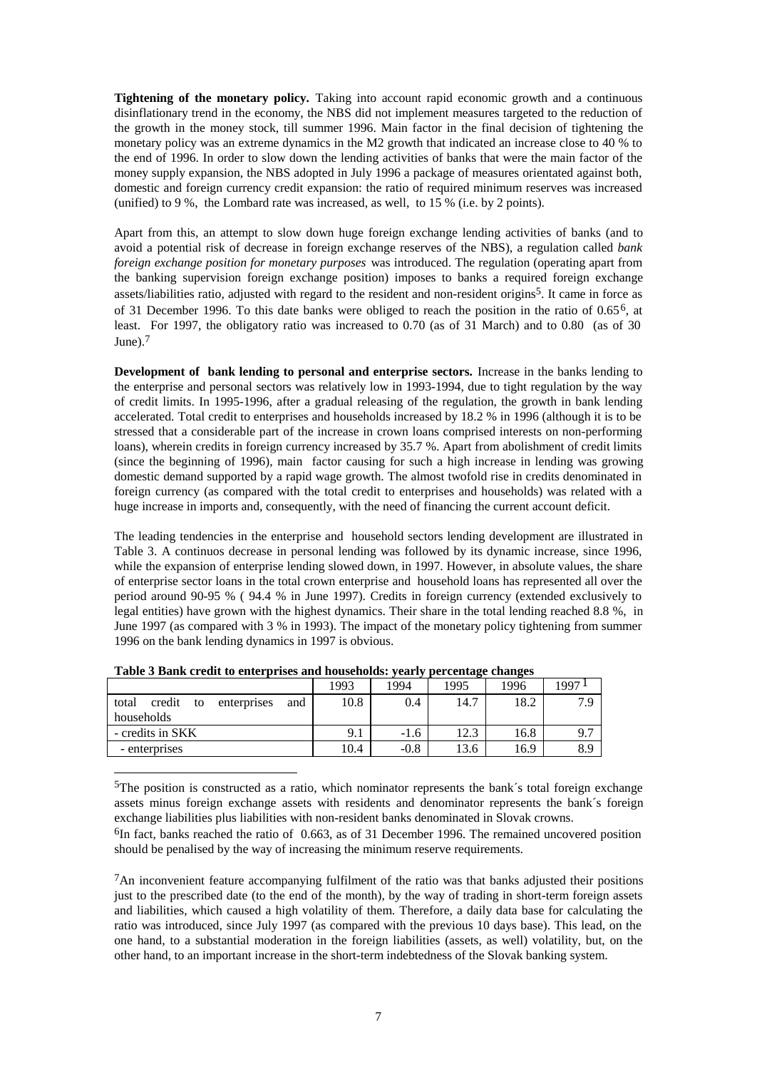**Tightening of the monetary policy.** Taking into account rapid economic growth and a continuous disinflationary trend in the economy, the NBS did not implement measures targeted to the reduction of the growth in the money stock, till summer 1996. Main factor in the final decision of tightening the monetary policy was an extreme dynamics in the M2 growth that indicated an increase close to 40 % to the end of 1996. In order to slow down the lending activities of banks that were the main factor of the money supply expansion, the NBS adopted in July 1996 a package of measures orientated against both, domestic and foreign currency credit expansion: the ratio of required minimum reserves was increased (unified) to 9 %, the Lombard rate was increased, as well, to 15 % (i.e. by 2 points).

Apart from this, an attempt to slow down huge foreign exchange lending activities of banks (and to avoid a potential risk of decrease in foreign exchange reserves of the NBS), a regulation called *bank foreign exchange position for monetary purposes* was introduced. The regulation (operating apart from the banking supervision foreign exchange position) imposes to banks a required foreign exchange assets/liabilities ratio, adjusted with regard to the resident and non-resident origins[5]. It came in force as of 31 December 1996. To this date banks were obliged to reach the position in the ratio of 0.65[6], at least. For 1997, the obligatory ratio was increased to 0.70 (as of 31 March) and to 0.80 (as of 30 June).[7]

**Development of bank lending to personal and enterprise sectors.** Increase in the banks lending to the enterprise and personal sectors was relatively low in 1993-1994, due to tight regulation by the way of credit limits. In 1995-1996, after a gradual releasing of the regulation, the growth in bank lending accelerated. Total credit to enterprises and households increased by 18.2 % in 1996 (although it is to be stressed that a considerable part of the increase in crown loans comprised interests on non-performing loans), wherein credits in foreign currency increased by 35.7 %. Apart from abolishment of credit limits (since the beginning of 1996), main factor causing for such a high increase in lending was growing domestic demand supported by a rapid wage growth. The almost twofold rise in credits denominated in foreign currency (as compared with the total credit to enterprises and households) was related with a huge increase in imports and, consequently, with the need of financing the current account deficit.

The leading tendencies in the enterprise and household sectors lending development are illustrated in Table 3. A continuos decrease in personal lending was followed by its dynamic increase, since 1996, while the expansion of enterprise lending slowed down, in 1997. However, in absolute values, the share of enterprise sector loans in the total crown enterprise and household loans has represented all over the period around 90-95 % ( 94.4 % in June 1997). Credits in foreign currency (extended exclusively to legal entities) have grown with the highest dynamics. Their share in the total lending reached 8.8 %, in June 1997 (as compared with 3 % in 1993). The impact of the monetary policy tightening from summer 1996 on the bank lending dynamics in 1997 is obvious.

**Table 3 Bank credit to enterprises and households: yearly percentage changes**

| | 1993 | 1994 | 1995 | 1996 | 1997[1] |
|---|---|---|---|---|---|
| total credit to enterprises and households | 10.8 | 0.4 | 14.7 | 18.2 | 7.9 |
| - credits in SKK | 9.1 | -1.6 | 12.3 | 16.8 | 9.7 |
| - enterprises | 10.4 | -0.8 | 13.6 | 16.9 | 8.9 |

[5]The position is constructed as a ratio, which nominator represents the bank´s total foreign exchange assets minus foreign exchange assets with residents and denominator represents the bank´s foreign exchange liabilities plus liabilities with non-resident banks denominated in Slovak crowns.

[6]In fact, banks reached the ratio of 0.663, as of 31 December 1996. The remained uncovered position should be penalised by the way of increasing the minimum reserve requirements.

[7]An inconvenient feature accompanying fulfilment of the ratio was that banks adjusted their positions just to the prescribed date (to the end of the month), by the way of trading in short-term foreign assets and liabilities, which caused a high volatility of them. Therefore, a daily data base for calculating the ratio was introduced, since July 1997 (as compared with the previous 10 days base). This lead, on the one hand, to a substantial moderation in the foreign liabilities (assets, as well) volatility, but, on the other hand, to an important increase in the short-term indebtedness of the Slovak banking system.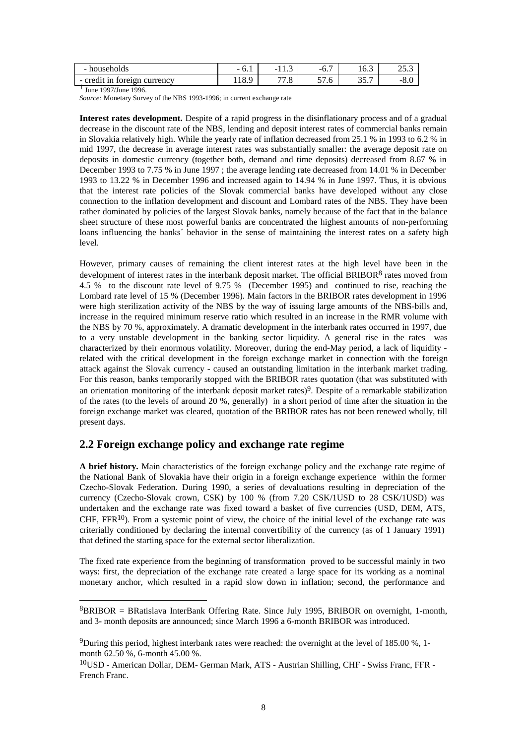| - households | - 6.1 | -11.3 | -6.7 | 16.3 | 25.3 |
|---|---|---|---|---|---|
| - credit in foreign currency | 118.9 | 77.8 | 57.6 | 35.7 | -8.0 |

[1] June 1997/June 1996.

*Source:* Monetary Survey of the NBS 1993-1996; in current exchange rate

**Interest rates development.** Despite of a rapid progress in the disinflationary process and of a gradual decrease in the discount rate of the NBS, lending and deposit interest rates of commercial banks remain in Slovakia relatively high. While the yearly rate of inflation decreased from 25.1 % in 1993 to 6.2 % in mid 1997, the decrease in average interest rates was substantially smaller: the average deposit rate on deposits in domestic currency (together both, demand and time deposits) decreased from 8.67 % in December 1993 to 7.75 % in June 1997 ; the average lending rate decreased from 14.01 % in December 1993 to 13.22 % in December 1996 and increased again to 14.94 % in June 1997. Thus, it is obvious that the interest rate policies of the Slovak commercial banks have developed without any close connection to the inflation development and discount and Lombard rates of the NBS. They have been rather dominated by policies of the largest Slovak banks, namely because of the fact that in the balance sheet structure of these most powerful banks are concentrated the highest amounts of non-performing loans influencing the banks´ behavior in the sense of maintaining the interest rates on a safety high level.

However, primary causes of remaining the client interest rates at the high level have been in the development of interest rates in the interbank deposit market. The official BRIBOR[8] rates moved from 4.5 % to the discount rate level of 9.75 % (December 1995) and continued to rise, reaching the Lombard rate level of 15 % (December 1996). Main factors in the BRIBOR rates development in 1996 were high sterilization activity of the NBS by the way of issuing large amounts of the NBS-bills and, increase in the required minimum reserve ratio which resulted in an increase in the RMR volume with the NBS by 70 %, approximately. A dramatic development in the interbank rates occurred in 1997, due to a very unstable development in the banking sector liquidity. A general rise in the rates was characterized by their enormous volatility. Moreover, during the end-May period, a lack of liquidity - related with the critical development in the foreign exchange market in connection with the foreign attack against the Slovak currency - caused an outstanding limitation in the interbank market trading. For this reason, banks temporarily stopped with the BRIBOR rates quotation (that was substituted with an orientation monitoring of the interbank deposit market rates)[9]. Despite of a remarkable stabilization of the rates (to the levels of around 20 %, generally) in a short period of time after the situation in the foreign exchange market was cleared, quotation of the BRIBOR rates has not been renewed wholly, till present days.

## 2.2 Foreign exchange policy and exchange rate regime

**A brief history.** Main characteristics of the foreign exchange policy and the exchange rate regime of the National Bank of Slovakia have their origin in a foreign exchange experience within the former Czecho-Slovak Federation. During 1990, a series of devaluations resulting in depreciation of the currency (Czecho-Slovak crown, CSK) by 100 % (from 7.20 CSK/1USD to 28 CSK/1USD) was undertaken and the exchange rate was fixed toward a basket of five currencies (USD, DEM, ATS, CHF, FFR[10]). From a systemic point of view, the choice of the initial level of the exchange rate was criterially conditioned by declaring the internal convertibility of the currency (as of 1 January 1991) that defined the starting space for the external sector liberalization.

The fixed rate experience from the beginning of transformation proved to be successful mainly in two ways: first, the depreciation of the exchange rate created a large space for its working as a nominal monetary anchor, which resulted in a rapid slow down in inflation; second, the performance and

---

[8]BRIBOR = BRatislava InterBank Offering Rate. Since July 1995, BRIBOR on overnight, 1-month, and 3- month deposits are announced; since March 1996 a 6-month BRIBOR was introduced.

[9]During this period, highest interbank rates were reached: the overnight at the level of 185.00 %, 1-month 62.50 %, 6-month 45.00 %.

[10]USD - American Dollar, DEM- German Mark, ATS - Austrian Shilling, CHF - Swiss Franc, FFR - French Franc.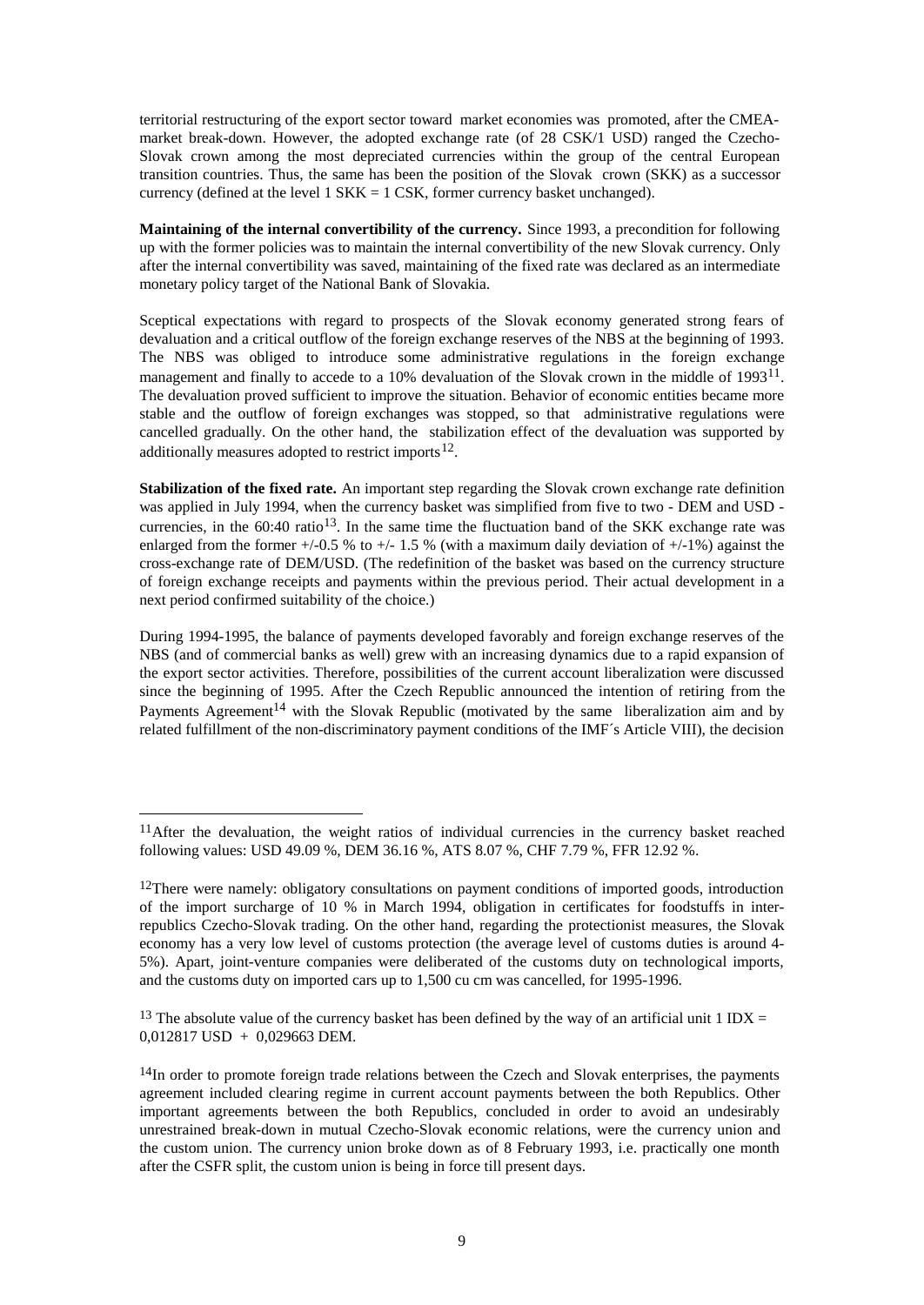territorial restructuring of the export sector toward market economies was promoted, after the CMEA-market break-down. However, the adopted exchange rate (of 28 CSK/1 USD) ranged the Czecho-Slovak crown among the most depreciated currencies within the group of the central European transition countries. Thus, the same has been the position of the Slovak crown (SKK) as a successor currency (defined at the level 1 SKK = 1 CSK, former currency basket unchanged).

**Maintaining of the internal convertibility of the currency.** Since 1993, a precondition for following up with the former policies was to maintain the internal convertibility of the new Slovak currency. Only after the internal convertibility was saved, maintaining of the fixed rate was declared as an intermediate monetary policy target of the National Bank of Slovakia.

Sceptical expectations with regard to prospects of the Slovak economy generated strong fears of devaluation and a critical outflow of the foreign exchange reserves of the NBS at the beginning of 1993. The NBS was obliged to introduce some administrative regulations in the foreign exchange management and finally to accede to a 10% devaluation of the Slovak crown in the middle of 1993[11]. The devaluation proved sufficient to improve the situation. Behavior of economic entities became more stable and the outflow of foreign exchanges was stopped, so that administrative regulations were cancelled gradually. On the other hand, the stabilization effect of the devaluation was supported by additionally measures adopted to restrict imports[12].

**Stabilization of the fixed rate.** An important step regarding the Slovak crown exchange rate definition was applied in July 1994, when the currency basket was simplified from five to two - DEM and USD - currencies, in the 60:40 ratio[13]. In the same time the fluctuation band of the SKK exchange rate was enlarged from the former +/-0.5 % to +/- 1.5 % (with a maximum daily deviation of +/-1%) against the cross-exchange rate of DEM/USD. (The redefinition of the basket was based on the currency structure of foreign exchange receipts and payments within the previous period. Their actual development in a next period confirmed suitability of the choice.)

During 1994-1995, the balance of payments developed favorably and foreign exchange reserves of the NBS (and of commercial banks as well) grew with an increasing dynamics due to a rapid expansion of the export sector activities. Therefore, possibilities of the current account liberalization were discussed since the beginning of 1995. After the Czech Republic announced the intention of retiring from the Payments Agreement[14] with the Slovak Republic (motivated by the same liberalization aim and by related fulfillment of the non-discriminatory payment conditions of the IMF´s Article VIII), the decision

---

[11]After the devaluation, the weight ratios of individual currencies in the currency basket reached following values: USD 49.09 %, DEM 36.16 %, ATS 8.07 %, CHF 7.79 %, FFR 12.92 %.

[12]There were namely: obligatory consultations on payment conditions of imported goods, introduction of the import surcharge of 10 % in March 1994, obligation in certificates for foodstuffs in inter-republics Czecho-Slovak trading. On the other hand, regarding the protectionist measures, the Slovak economy has a very low level of customs protection (the average level of customs duties is around 4-5%). Apart, joint-venture companies were deliberated of the customs duty on technological imports, and the customs duty on imported cars up to 1,500 cu cm was cancelled, for 1995-1996.

[13] The absolute value of the currency basket has been defined by the way of an artificial unit 1 IDX = 0,012817 USD + 0,029663 DEM.

[14]In order to promote foreign trade relations between the Czech and Slovak enterprises, the payments agreement included clearing regime in current account payments between the both Republics. Other important agreements between the both Republics, concluded in order to avoid an undesirably unrestrained break-down in mutual Czecho-Slovak economic relations, were the currency union and the custom union. The currency union broke down as of 8 February 1993, i.e. practically one month after the CSFR split, the custom union is being in force till present days.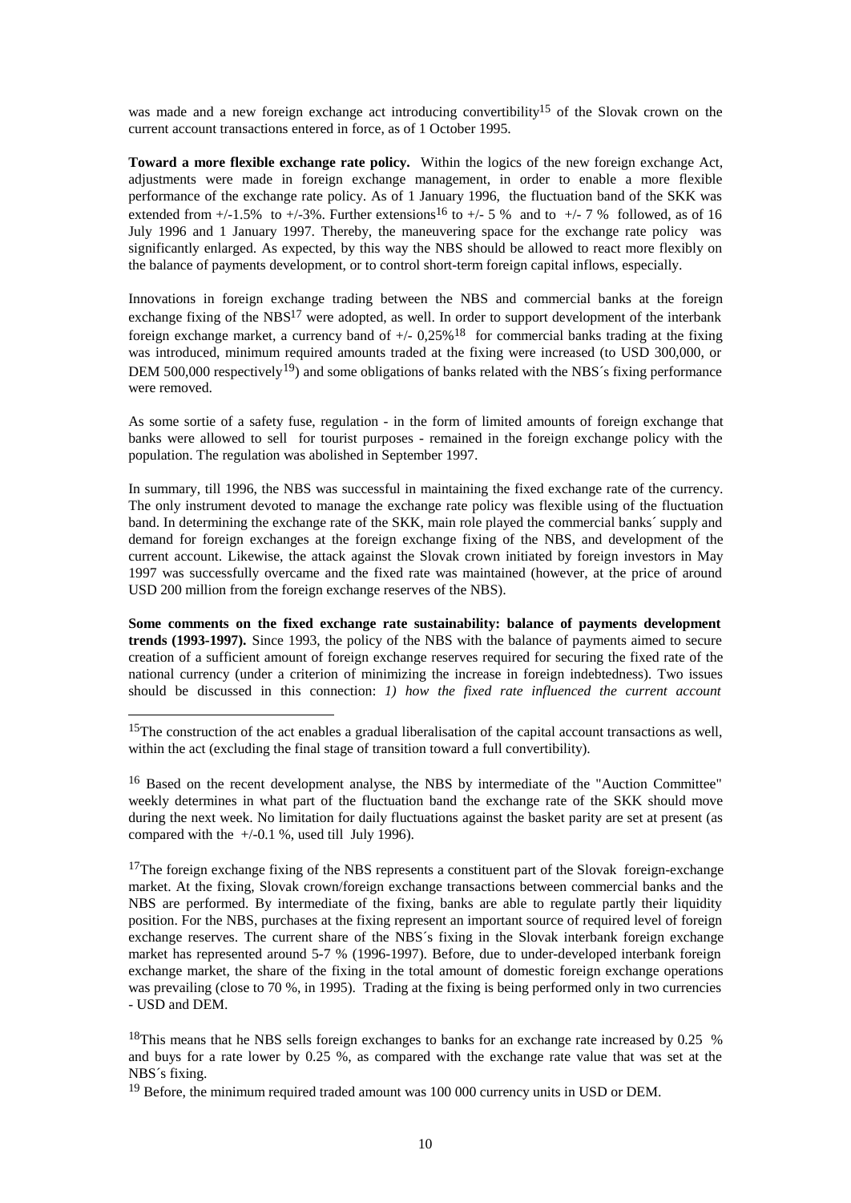was made and a new foreign exchange act introducing convertibility[15] of the Slovak crown on the current account transactions entered in force, as of 1 October 1995.

**Toward a more flexible exchange rate policy.** Within the logics of the new foreign exchange Act, adjustments were made in foreign exchange management, in order to enable a more flexible performance of the exchange rate policy. As of 1 January 1996, the fluctuation band of the SKK was extended from +/-1.5% to +/-3%. Further extensions[16] to +/- 5 % and to +/- 7 % followed, as of 16 July 1996 and 1 January 1997. Thereby, the maneuvering space for the exchange rate policy was significantly enlarged. As expected, by this way the NBS should be allowed to react more flexibly on the balance of payments development, or to control short-term foreign capital inflows, especially.

Innovations in foreign exchange trading between the NBS and commercial banks at the foreign exchange fixing of the NBS[17] were adopted, as well. In order to support development of the interbank foreign exchange market, a currency band of +/- 0,25%[18] for commercial banks trading at the fixing was introduced, minimum required amounts traded at the fixing were increased (to USD 300,000, or DEM 500,000 respectively[19]) and some obligations of banks related with the NBS´s fixing performance were removed.

As some sortie of a safety fuse, regulation - in the form of limited amounts of foreign exchange that banks were allowed to sell for tourist purposes - remained in the foreign exchange policy with the population. The regulation was abolished in September 1997.

In summary, till 1996, the NBS was successful in maintaining the fixed exchange rate of the currency. The only instrument devoted to manage the exchange rate policy was flexible using of the fluctuation band. In determining the exchange rate of the SKK, main role played the commercial banks´ supply and demand for foreign exchanges at the foreign exchange fixing of the NBS, and development of the current account. Likewise, the attack against the Slovak crown initiated by foreign investors in May 1997 was successfully overcame and the fixed rate was maintained (however, at the price of around USD 200 million from the foreign exchange reserves of the NBS).

**Some comments on the fixed exchange rate sustainability: balance of payments development trends (1993-1997).** Since 1993, the policy of the NBS with the balance of payments aimed to secure creation of a sufficient amount of foreign exchange reserves required for securing the fixed rate of the national currency (under a criterion of minimizing the increase in foreign indebtedness). Two issues should be discussed in this connection: *1) how the fixed rate influenced the current account*

---

[15] The construction of the act enables a gradual liberalisation of the capital account transactions as well, within the act (excluding the final stage of transition toward a full convertibility).

[16] Based on the recent development analyse, the NBS by intermediate of the "Auction Committee" weekly determines in what part of the fluctuation band the exchange rate of the SKK should move during the next week. No limitation for daily fluctuations against the basket parity are set at present (as compared with the +/-0.1 %, used till July 1996).

[17] The foreign exchange fixing of the NBS represents a constituent part of the Slovak foreign-exchange market. At the fixing, Slovak crown/foreign exchange transactions between commercial banks and the NBS are performed. By intermediate of the fixing, banks are able to regulate partly their liquidity position. For the NBS, purchases at the fixing represent an important source of required level of foreign exchange reserves. The current share of the NBS´s fixing in the Slovak interbank foreign exchange market has represented around 5-7 % (1996-1997). Before, due to under-developed interbank foreign exchange market, the share of the fixing in the total amount of domestic foreign exchange operations was prevailing (close to 70 %, in 1995). Trading at the fixing is being performed only in two currencies - USD and DEM.

[18] This means that he NBS sells foreign exchanges to banks for an exchange rate increased by 0.25 % and buys for a rate lower by 0.25 %, as compared with the exchange rate value that was set at the NBS´s fixing.

[19] Before, the minimum required traded amount was 100 000 currency units in USD or DEM.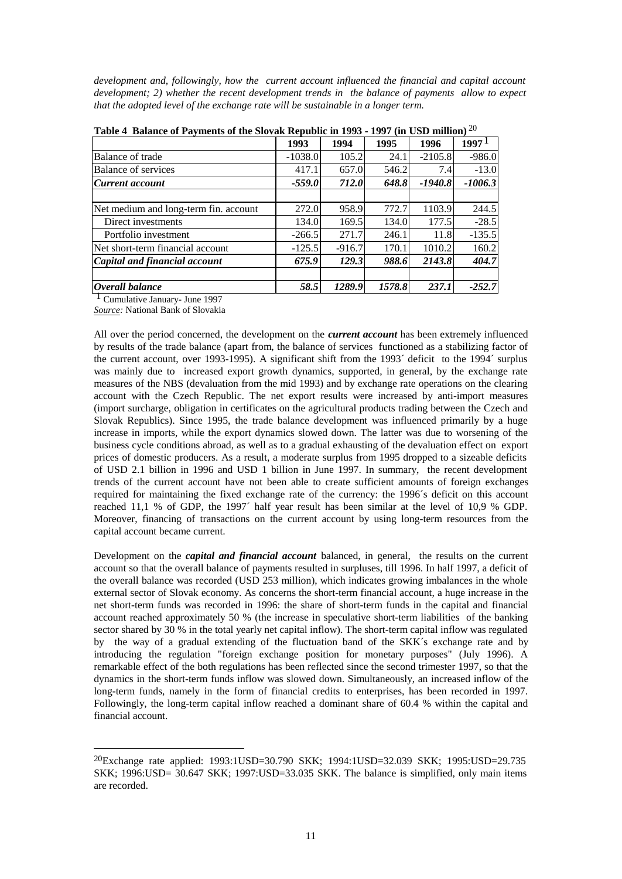*development and, followingly, how the current account influenced the financial and capital account development; 2) whether the recent development trends in the balance of payments allow to expect that the adopted level of the exchange rate will be sustainable in a longer term.*

**Table 4 Balance of Payments of the Slovak Republic in 1993 - 1997 (in USD million)** [20]

| | 1993 | 1994 | 1995 | 1996 | 1997 [1] |
|---|---|---|---|---|---|
| Balance of trade | -1038.0 | 105.2 | 24.1 | -2105.8 | -986.0 |
| Balance of services | 417.1 | 657.0 | 546.2 | 7.4 | -13.0 |
| ***Current account*** | ***-559.0*** | ***712.0*** | ***648.8*** | ***-1940.8*** | ***-1006.3*** |
| | | | | | |
| Net medium and long-term fin. account | 272.0 | 958.9 | 772.7 | 1103.9 | 244.5 |
| Direct investments | 134.0 | 169.5 | 134.0 | 177.5 | -28.5 |
| Portfolio investment | -266.5 | 271.7 | 246.1 | 11.8 | -135.5 |
| Net short-term financial account | -125.5 | -916.7 | 170.1 | 1010.2 | 160.2 |
| ***Capital and financial account*** | ***675.9*** | ***129.3*** | ***988.6*** | ***2143.8*** | ***404.7*** |
| | | | | | |
| ***Overall balance*** | ***58.5*** | ***1289.9*** | ***1578.8*** | ***237.1*** | ***-252.7*** |

[1] Cumulative January- June 1997

*Source:* National Bank of Slovakia

All over the period concerned, the development on the ***current account*** has been extremely influenced by results of the trade balance (apart from, the balance of services functioned as a stabilizing factor of the current account, over 1993-1995). A significant shift from the 1993´ deficit to the 1994´ surplus was mainly due to increased export growth dynamics, supported, in general, by the exchange rate measures of the NBS (devaluation from the mid 1993) and by exchange rate operations on the clearing account with the Czech Republic. The net export results were increased by anti-import measures (import surcharge, obligation in certificates on the agricultural products trading between the Czech and Slovak Republics). Since 1995, the trade balance development was influenced primarily by a huge increase in imports, while the export dynamics slowed down. The latter was due to worsening of the business cycle conditions abroad, as well as to a gradual exhausting of the devaluation effect on export prices of domestic producers. As a result, a moderate surplus from 1995 dropped to a sizeable deficits of USD 2.1 billion in 1996 and USD 1 billion in June 1997. In summary, the recent development trends of the current account have not been able to create sufficient amounts of foreign exchanges required for maintaining the fixed exchange rate of the currency: the 1996´s deficit on this account reached 11,1 % of GDP, the 1997´ half year result has been similar at the level of 10,9 % GDP. Moreover, financing of transactions on the current account by using long-term resources from the capital account became current.

Development on the ***capital and financial account*** balanced, in general, the results on the current account so that the overall balance of payments resulted in surpluses, till 1996. In half 1997, a deficit of the overall balance was recorded (USD 253 million), which indicates growing imbalances in the whole external sector of Slovak economy. As concerns the short-term financial account, a huge increase in the net short-term funds was recorded in 1996: the share of short-term funds in the capital and financial account reached approximately 50 % (the increase in speculative short-term liabilities of the banking sector shared by 30 % in the total yearly net capital inflow). The short-term capital inflow was regulated by the way of a gradual extending of the fluctuation band of the SKK´s exchange rate and by introducing the regulation "foreign exchange position for monetary purposes" (July 1996). A remarkable effect of the both regulations has been reflected since the second trimester 1997, so that the dynamics in the short-term funds inflow was slowed down. Simultaneously, an increased inflow of the long-term funds, namely in the form of financial credits to enterprises, has been recorded in 1997. Followingly, the long-term capital inflow reached a dominant share of 60.4 % within the capital and financial account.

---

[20] Exchange rate applied: 1993:1USD=30.790 SKK; 1994:1USD=32.039 SKK; 1995:USD=29.735 SKK; 1996:USD= 30.647 SKK; 1997:USD=33.035 SKK. The balance is simplified, only main items are recorded.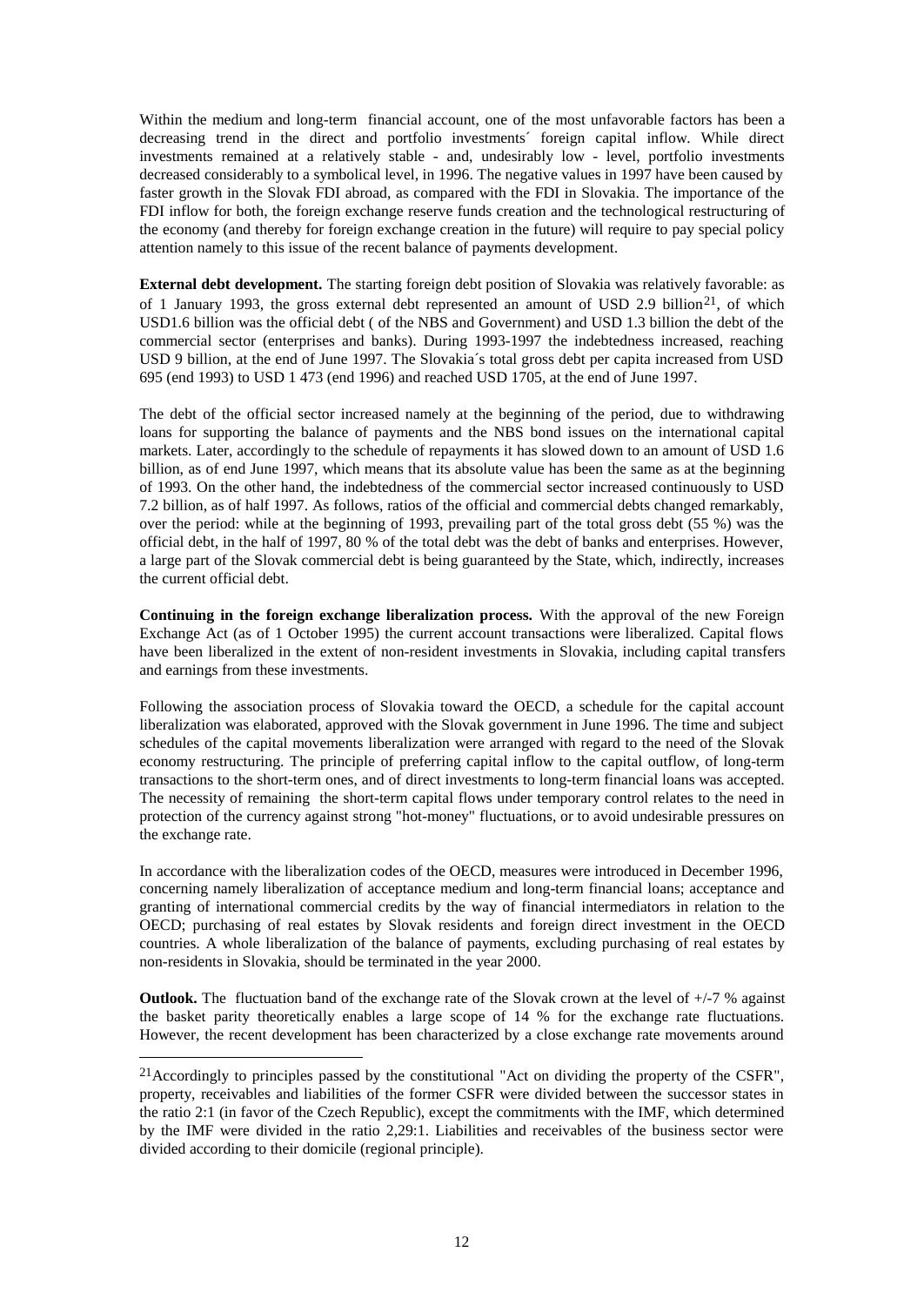Within the medium and long-term financial account, one of the most unfavorable factors has been a decreasing trend in the direct and portfolio investments´ foreign capital inflow. While direct investments remained at a relatively stable - and, undesirably low - level, portfolio investments decreased considerably to a symbolical level, in 1996. The negative values in 1997 have been caused by faster growth in the Slovak FDI abroad, as compared with the FDI in Slovakia. The importance of the FDI inflow for both, the foreign exchange reserve funds creation and the technological restructuring of the economy (and thereby for foreign exchange creation in the future) will require to pay special policy attention namely to this issue of the recent balance of payments development.

**External debt development.** The starting foreign debt position of Slovakia was relatively favorable: as of 1 January 1993, the gross external debt represented an amount of USD 2.9 billion[21], of which USD1.6 billion was the official debt ( of the NBS and Government) and USD 1.3 billion the debt of the commercial sector (enterprises and banks). During 1993-1997 the indebtedness increased, reaching USD 9 billion, at the end of June 1997. The Slovakia´s total gross debt per capita increased from USD 695 (end 1993) to USD 1 473 (end 1996) and reached USD 1705, at the end of June 1997.

The debt of the official sector increased namely at the beginning of the period, due to withdrawing loans for supporting the balance of payments and the NBS bond issues on the international capital markets. Later, accordingly to the schedule of repayments it has slowed down to an amount of USD 1.6 billion, as of end June 1997, which means that its absolute value has been the same as at the beginning of 1993. On the other hand, the indebtedness of the commercial sector increased continuously to USD 7.2 billion, as of half 1997. As follows, ratios of the official and commercial debts changed remarkably, over the period: while at the beginning of 1993, prevailing part of the total gross debt (55 %) was the official debt, in the half of 1997, 80 % of the total debt was the debt of banks and enterprises. However, a large part of the Slovak commercial debt is being guaranteed by the State, which, indirectly, increases the current official debt.

**Continuing in the foreign exchange liberalization process.** With the approval of the new Foreign Exchange Act (as of 1 October 1995) the current account transactions were liberalized. Capital flows have been liberalized in the extent of non-resident investments in Slovakia, including capital transfers and earnings from these investments.

Following the association process of Slovakia toward the OECD, a schedule for the capital account liberalization was elaborated, approved with the Slovak government in June 1996. The time and subject schedules of the capital movements liberalization were arranged with regard to the need of the Slovak economy restructuring. The principle of preferring capital inflow to the capital outflow, of long-term transactions to the short-term ones, and of direct investments to long-term financial loans was accepted. The necessity of remaining the short-term capital flows under temporary control relates to the need in protection of the currency against strong "hot-money" fluctuations, or to avoid undesirable pressures on the exchange rate.

In accordance with the liberalization codes of the OECD, measures were introduced in December 1996, concerning namely liberalization of acceptance medium and long-term financial loans; acceptance and granting of international commercial credits by the way of financial intermediators in relation to the OECD; purchasing of real estates by Slovak residents and foreign direct investment in the OECD countries. A whole liberalization of the balance of payments, excluding purchasing of real estates by non-residents in Slovakia, should be terminated in the year 2000.

**Outlook.** The fluctuation band of the exchange rate of the Slovak crown at the level of +/-7 % against the basket parity theoretically enables a large scope of 14 % for the exchange rate fluctuations. However, the recent development has been characterized by a close exchange rate movements around

---

[21] Accordingly to principles passed by the constitutional "Act on dividing the property of the CSFR", property, receivables and liabilities of the former CSFR were divided between the successor states in the ratio 2:1 (in favor of the Czech Republic), except the commitments with the IMF, which determined by the IMF were divided in the ratio 2,29:1. Liabilities and receivables of the business sector were divided according to their domicile (regional principle).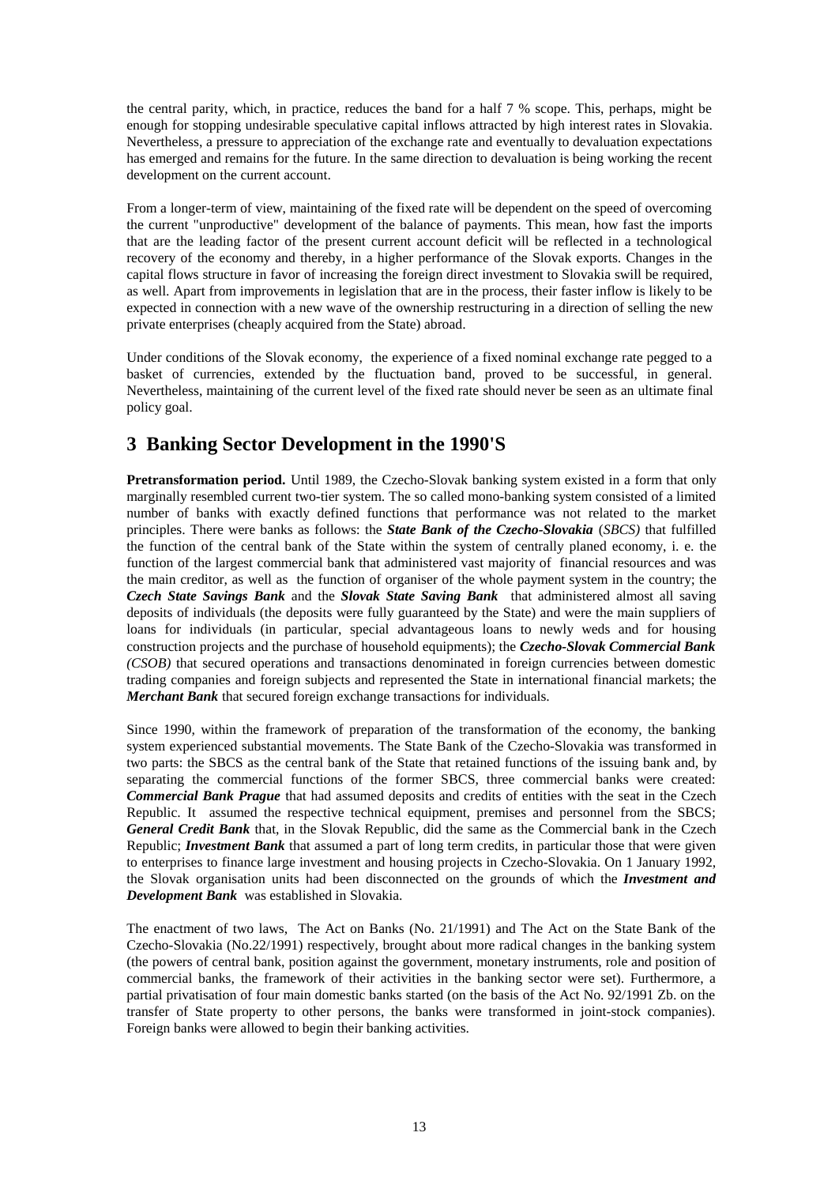the central parity, which, in practice, reduces the band for a half 7 % scope. This, perhaps, might be enough for stopping undesirable speculative capital inflows attracted by high interest rates in Slovakia. Nevertheless, a pressure to appreciation of the exchange rate and eventually to devaluation expectations has emerged and remains for the future. In the same direction to devaluation is being working the recent development on the current account.

From a longer-term of view, maintaining of the fixed rate will be dependent on the speed of overcoming the current "unproductive" development of the balance of payments. This mean, how fast the imports that are the leading factor of the present current account deficit will be reflected in a technological recovery of the economy and thereby, in a higher performance of the Slovak exports. Changes in the capital flows structure in favor of increasing the foreign direct investment to Slovakia swill be required, as well. Apart from improvements in legislation that are in the process, their faster inflow is likely to be expected in connection with a new wave of the ownership restructuring in a direction of selling the new private enterprises (cheaply acquired from the State) abroad.

Under conditions of the Slovak economy, the experience of a fixed nominal exchange rate pegged to a basket of currencies, extended by the fluctuation band, proved to be successful, in general. Nevertheless, maintaining of the current level of the fixed rate should never be seen as an ultimate final policy goal.

# 3 Banking Sector Development in the 1990'S

**Pretransformation period.** Until 1989, the Czecho-Slovak banking system existed in a form that only marginally resembled current two-tier system. The so called mono-banking system consisted of a limited number of banks with exactly defined functions that performance was not related to the market principles. There were banks as follows: the ***State Bank of the Czecho-Slovakia*** (*SBCS)* that fulfilled the function of the central bank of the State within the system of centrally planed economy, i. e. the function of the largest commercial bank that administered vast majority of financial resources and was the main creditor, as well as the function of organiser of the whole payment system in the country; the ***Czech State Savings Bank*** and the ***Slovak State Saving Bank*** that administered almost all saving deposits of individuals (the deposits were fully guaranteed by the State) and were the main suppliers of loans for individuals (in particular, special advantageous loans to newly weds and for housing construction projects and the purchase of household equipments); the ***Czecho-Slovak Commercial Bank*** *(CSOB)* that secured operations and transactions denominated in foreign currencies between domestic trading companies and foreign subjects and represented the State in international financial markets; the ***Merchant Bank*** that secured foreign exchange transactions for individuals.

Since 1990, within the framework of preparation of the transformation of the economy, the banking system experienced substantial movements. The State Bank of the Czecho-Slovakia was transformed in two parts: the SBCS as the central bank of the State that retained functions of the issuing bank and, by separating the commercial functions of the former SBCS, three commercial banks were created: ***Commercial Bank Prague*** that had assumed deposits and credits of entities with the seat in the Czech Republic. It assumed the respective technical equipment, premises and personnel from the SBCS; ***General Credit Bank*** that, in the Slovak Republic, did the same as the Commercial bank in the Czech Republic; ***Investment Bank*** that assumed a part of long term credits, in particular those that were given to enterprises to finance large investment and housing projects in Czecho-Slovakia. On 1 January 1992, the Slovak organisation units had been disconnected on the grounds of which the ***Investment and Development Bank*** was established in Slovakia.

The enactment of two laws, The Act on Banks (No. 21/1991) and The Act on the State Bank of the Czecho-Slovakia (No.22/1991) respectively, brought about more radical changes in the banking system (the powers of central bank, position against the government, monetary instruments, role and position of commercial banks, the framework of their activities in the banking sector were set). Furthermore, a partial privatisation of four main domestic banks started (on the basis of the Act No. 92/1991 Zb. on the transfer of State property to other persons, the banks were transformed in joint-stock companies). Foreign banks were allowed to begin their banking activities.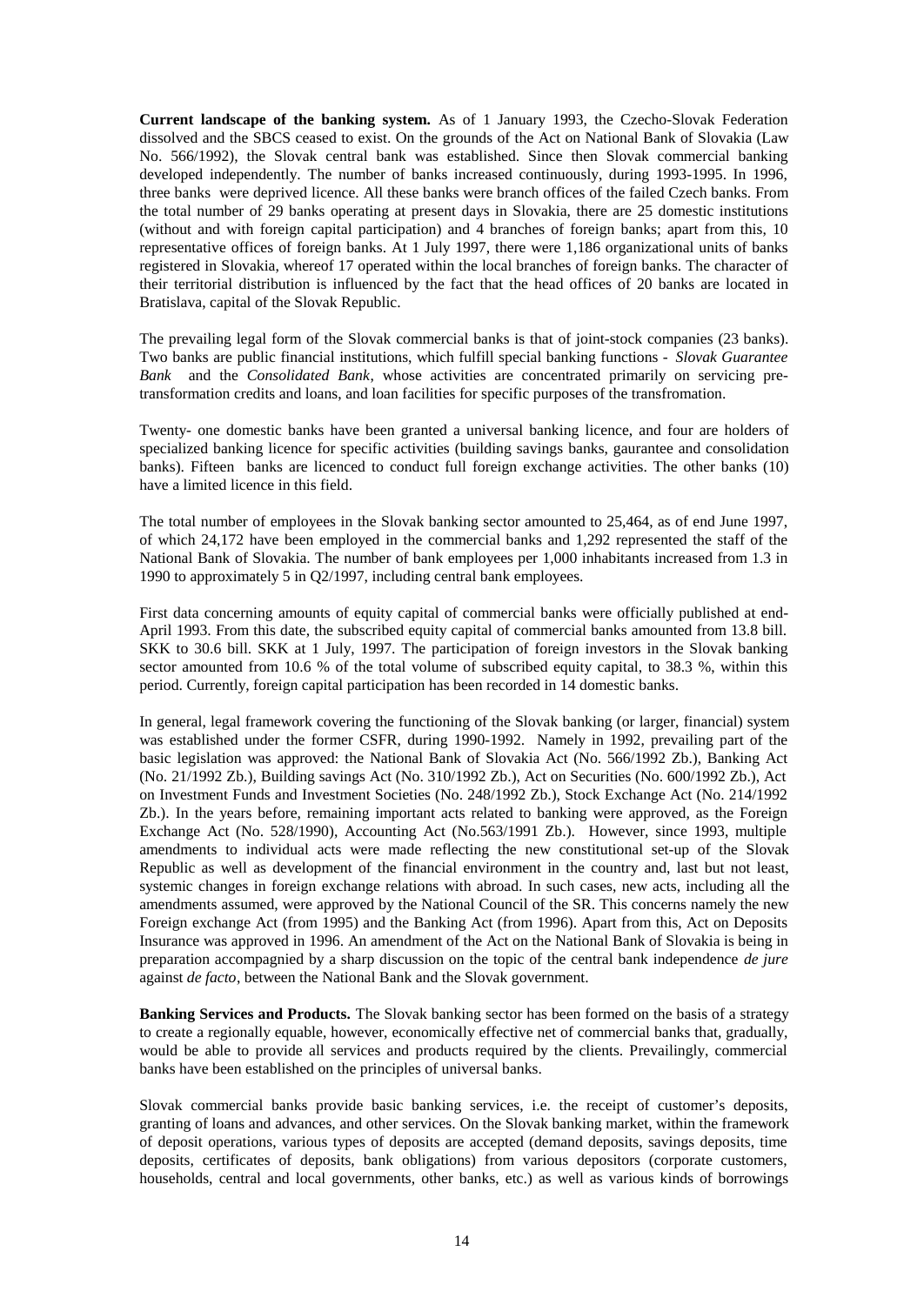**Current landscape of the banking system.** As of 1 January 1993, the Czecho-Slovak Federation dissolved and the SBCS ceased to exist. On the grounds of the Act on National Bank of Slovakia (Law No. 566/1992), the Slovak central bank was established. Since then Slovak commercial banking developed independently. The number of banks increased continuously, during 1993-1995. In 1996, three banks were deprived licence. All these banks were branch offices of the failed Czech banks. From the total number of 29 banks operating at present days in Slovakia, there are 25 domestic institutions (without and with foreign capital participation) and 4 branches of foreign banks; apart from this, 10 representative offices of foreign banks. At 1 July 1997, there were 1,186 organizational units of banks registered in Slovakia, whereof 17 operated within the local branches of foreign banks. The character of their territorial distribution is influenced by the fact that the head offices of 20 banks are located in Bratislava, capital of the Slovak Republic.

The prevailing legal form of the Slovak commercial banks is that of joint-stock companies (23 banks). Two banks are public financial institutions, which fulfill special banking functions - *Slovak Guarantee Bank* and the *Consolidated Bank*, whose activities are concentrated primarily on servicing pre-transformation credits and loans, and loan facilities for specific purposes of the transfromation.

Twenty- one domestic banks have been granted a universal banking licence, and four are holders of specialized banking licence for specific activities (building savings banks, gaurantee and consolidation banks). Fifteen banks are licenced to conduct full foreign exchange activities. The other banks (10) have a limited licence in this field.

The total number of employees in the Slovak banking sector amounted to 25,464, as of end June 1997, of which 24,172 have been employed in the commercial banks and 1,292 represented the staff of the National Bank of Slovakia. The number of bank employees per 1,000 inhabitants increased from 1.3 in 1990 to approximately 5 in Q2/1997, including central bank employees.

First data concerning amounts of equity capital of commercial banks were officially published at end-April 1993. From this date, the subscribed equity capital of commercial banks amounted from 13.8 bill. SKK to 30.6 bill. SKK at 1 July, 1997. The participation of foreign investors in the Slovak banking sector amounted from 10.6 % of the total volume of subscribed equity capital, to 38.3 %, within this period. Currently, foreign capital participation has been recorded in 14 domestic banks.

In general, legal framework covering the functioning of the Slovak banking (or larger, financial) system was established under the former CSFR, during 1990-1992. Namely in 1992, prevailing part of the basic legislation was approved: the National Bank of Slovakia Act (No. 566/1992 Zb.), Banking Act (No. 21/1992 Zb.), Building savings Act (No. 310/1992 Zb.), Act on Securities (No. 600/1992 Zb.), Act on Investment Funds and Investment Societies (No. 248/1992 Zb.), Stock Exchange Act (No. 214/1992 Zb.). In the years before, remaining important acts related to banking were approved, as the Foreign Exchange Act (No. 528/1990), Accounting Act (No.563/1991 Zb.). However, since 1993, multiple amendments to individual acts were made reflecting the new constitutional set-up of the Slovak Republic as well as development of the financial environment in the country and, last but not least, systemic changes in foreign exchange relations with abroad. In such cases, new acts, including all the amendments assumed, were approved by the National Council of the SR. This concerns namely the new Foreign exchange Act (from 1995) and the Banking Act (from 1996). Apart from this, Act on Deposits Insurance was approved in 1996. An amendment of the Act on the National Bank of Slovakia is being in preparation accompagnied by a sharp discussion on the topic of the central bank independence *de jure* against *de facto*, between the National Bank and the Slovak government.

**Banking Services and Products.** The Slovak banking sector has been formed on the basis of a strategy to create a regionally equable, however, economically effective net of commercial banks that, gradually, would be able to provide all services and products required by the clients. Prevailingly, commercial banks have been established on the principles of universal banks.

Slovak commercial banks provide basic banking services, i.e. the receipt of customer's deposits, granting of loans and advances, and other services. On the Slovak banking market, within the framework of deposit operations, various types of deposits are accepted (demand deposits, savings deposits, time deposits, certificates of deposits, bank obligations) from various depositors (corporate customers, households, central and local governments, other banks, etc.) as well as various kinds of borrowings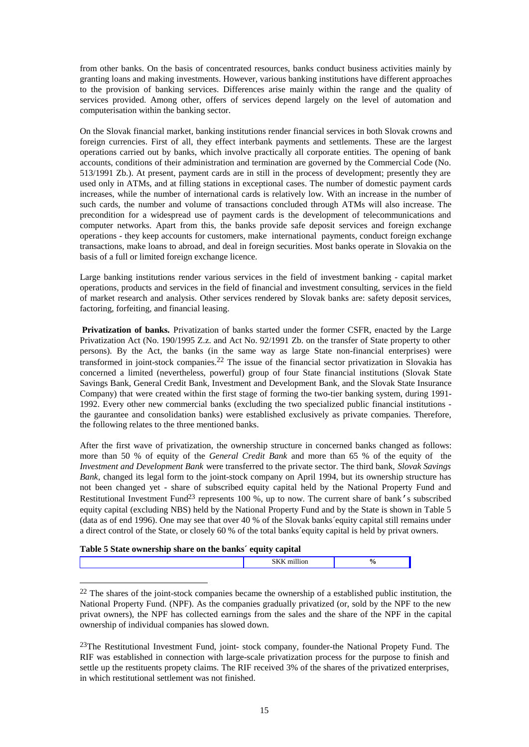from other banks. On the basis of concentrated resources, banks conduct business activities mainly by granting loans and making investments. However, various banking institutions have different approaches to the provision of banking services. Differences arise mainly within the range and the quality of services provided. Among other, offers of services depend largely on the level of automation and computerisation within the banking sector.

On the Slovak financial market, banking institutions render financial services in both Slovak crowns and foreign currencies. First of all, they effect interbank payments and settlements. These are the largest operations carried out by banks, which involve practically all corporate entities. The opening of bank accounts, conditions of their administration and termination are governed by the Commercial Code (No. 513/1991 Zb.). At present, payment cards are in still in the process of development; presently they are used only in ATMs, and at filling stations in exceptional cases. The number of domestic payment cards increases, while the number of international cards is relatively low. With an increase in the number of such cards, the number and volume of transactions concluded through ATMs will also increase. The precondition for a widespread use of payment cards is the development of telecommunications and computer networks. Apart from this, the banks provide safe deposit services and foreign exchange operations - they keep accounts for customers, make international payments, conduct foreign exchange transactions, make loans to abroad, and deal in foreign securities. Most banks operate in Slovakia on the basis of a full or limited foreign exchange licence.

Large banking institutions render various services in the field of investment banking - capital market operations, products and services in the field of financial and investment consulting, services in the field of market research and analysis. Other services rendered by Slovak banks are: safety deposit services, factoring, forfeiting, and financial leasing.

**Privatization of banks.** Privatization of banks started under the former CSFR, enacted by the Large Privatization Act (No. 190/1995 Z.z. and Act No. 92/1991 Zb. on the transfer of State property to other persons). By the Act, the banks (in the same way as large State non-financial enterprises) were transformed in joint-stock companies.[22] The issue of the financial sector privatization in Slovakia has concerned a limited (nevertheless, powerful) group of four State financial institutions (Slovak State Savings Bank, General Credit Bank, Investment and Development Bank, and the Slovak State Insurance Company) that were created within the first stage of forming the two-tier banking system, during 1991-1992. Every other new commercial banks (excluding the two specialized public financial institutions - the gaurantee and consolidation banks) were established exclusively as private companies. Therefore, the following relates to the three mentioned banks.

After the first wave of privatization, the ownership structure in concerned banks changed as follows: more than 50 % of equity of the *General Credit Bank* and more than 65 % of the equity of the *Investment and Development Bank* were transferred to the private sector. The third bank, *Slovak Savings Bank*, changed its legal form to the joint-stock company on April 1994, but its ownership structure has not been changed yet - share of subscribed equity capital held by the National Property Fund and Restitutional Investment Fund[23] represents 100 %, up to now. The current share of bank's subscribed equity capital (excluding NBS) held by the National Property Fund and by the State is shown in Table 5 (data as of end 1996). One may see that over 40 % of the Slovak banks´equity capital still remains under a direct control of the State, or closely 60 % of the total banks´equity capital is held by privat owners.

**Table 5 State ownership share on the banks´ equity capital**

| | SKK million | % |
|---|---|---|

[22] The shares of the joint-stock companies became the ownership of a established public institution, the National Property Fund. (NPF). As the companies gradually privatized (or, sold by the NPF to the new privat owners), the NPF has collected earnings from the sales and the share of the NPF in the capital ownership of individual companies has slowed down.

[23]The Restitutional Investment Fund, joint- stock company, founder-the National Propety Fund. The RIF was established in connection with large-scale privatization process for the purpose to finish and settle up the restituents propety claims. The RIF received 3% of the shares of the privatized enterprises, in which restitutional settlement was not finished.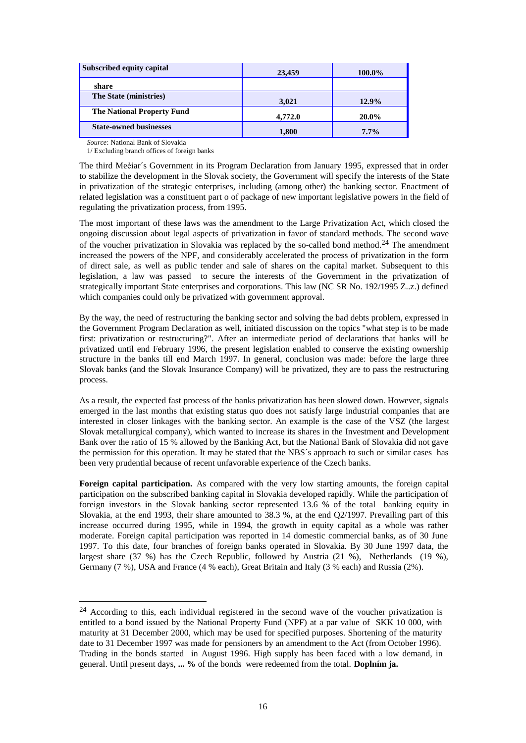| Subscribed equity capital | 23,459 | 100.0% |
|---|---|---|
| share | | |
| The State (ministries) | 3,021 | 12.9% |
| The National Property Fund | 4,772.0 | 20.0% |
| State-owned businesses | 1,800 | 7.7% |

*Source*: National Bank of Slovakia

1/ Excluding branch offices of foreign banks

The third Meèiar´s Government in its Program Declaration from January 1995, expressed that in order to stabilize the development in the Slovak society, the Government will specify the interests of the State in privatization of the strategic enterprises, including (among other) the banking sector. Enactment of related legislation was a constituent part o of package of new important legislative powers in the field of regulating the privatization process, from 1995.

The most important of these laws was the amendment to the Large Privatization Act, which closed the ongoing discussion about legal aspects of privatization in favor of standard methods. The second wave of the voucher privatization in Slovakia was replaced by the so-called bond method.[24] The amendment increased the powers of the NPF, and considerably accelerated the process of privatization in the form of direct sale, as well as public tender and sale of shares on the capital market. Subsequent to this legislation, a law was passed to secure the interests of the Government in the privatization of strategically important State enterprises and corporations. This law (NC SR No. 192/1995 Z..z.) defined which companies could only be privatized with government approval.

By the way, the need of restructuring the banking sector and solving the bad debts problem, expressed in the Government Program Declaration as well, initiated discussion on the topics "what step is to be made first: privatization or restructuring?". After an intermediate period of declarations that banks will be privatized until end February 1996, the present legislation enabled to conserve the existing ownership structure in the banks till end March 1997. In general, conclusion was made: before the large three Slovak banks (and the Slovak Insurance Company) will be privatized, they are to pass the restructuring process.

As a result, the expected fast process of the banks privatization has been slowed down. However, signals emerged in the last months that existing status quo does not satisfy large industrial companies that are interested in closer linkages with the banking sector. An example is the case of the VSZ (the largest Slovak metallurgical company), which wanted to increase its shares in the Investment and Development Bank over the ratio of 15 % allowed by the Banking Act, but the National Bank of Slovakia did not gave the permission for this operation. It may be stated that the NBS´s approach to such or similar cases has been very prudential because of recent unfavorable experience of the Czech banks.

**Foreign capital participation.** As compared with the very low starting amounts, the foreign capital participation on the subscribed banking capital in Slovakia developed rapidly. While the participation of foreign investors in the Slovak banking sector represented 13.6 % of the total banking equity in Slovakia, at the end 1993, their share amounted to 38.3 %, at the end Q2/1997. Prevailing part of this increase occurred during 1995, while in 1994, the growth in equity capital as a whole was rather moderate. Foreign capital participation was reported in 14 domestic commercial banks, as of 30 June 1997. To this date, four branches of foreign banks operated in Slovakia. By 30 June 1997 data, the largest share (37 %) has the Czech Republic, followed by Austria (21 %), Netherlands (19 %), Germany (7 %), USA and France (4 % each), Great Britain and Italy (3 % each) and Russia (2%).

---

[24] According to this, each individual registered in the second wave of the voucher privatization is entitled to a bond issued by the National Property Fund (NPF) at a par value of SKK 10 000, with maturity at 31 December 2000, which may be used for specified purposes. Shortening of the maturity date to 31 December 1997 was made for pensioners by an amendment to the Act (from October 1996). Trading in the bonds started in August 1996. High supply has been faced with a low demand, in general. Until present days, **... %** of the bonds were redeemed from the total. **Doplním ja.**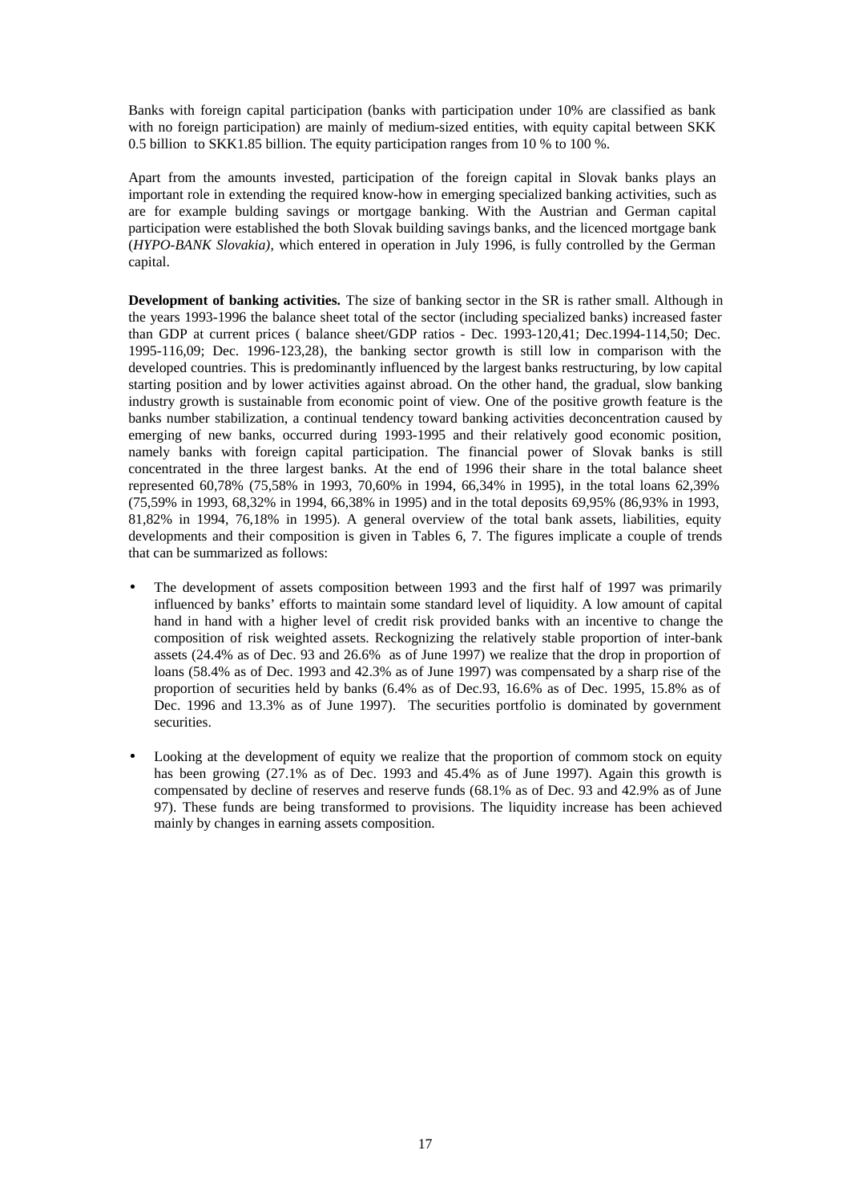Banks with foreign capital participation (banks with participation under 10% are classified as bank with no foreign participation) are mainly of medium-sized entities, with equity capital between SKK 0.5 billion to SKK1.85 billion. The equity participation ranges from 10 % to 100 %.

Apart from the amounts invested, participation of the foreign capital in Slovak banks plays an important role in extending the required know-how in emerging specialized banking activities, such as are for example bulding savings or mortgage banking. With the Austrian and German capital participation were established the both Slovak building savings banks, and the licenced mortgage bank (*HYPO-BANK Slovakia)*, which entered in operation in July 1996, is fully controlled by the German capital.

**Development of banking activities.** The size of banking sector in the SR is rather small. Although in the years 1993-1996 the balance sheet total of the sector (including specialized banks) increased faster than GDP at current prices ( balance sheet/GDP ratios - Dec. 1993-120,41; Dec.1994-114,50; Dec. 1995-116,09; Dec. 1996-123,28), the banking sector growth is still low in comparison with the developed countries. This is predominantly influenced by the largest banks restructuring, by low capital starting position and by lower activities against abroad. On the other hand, the gradual, slow banking industry growth is sustainable from economic point of view. One of the positive growth feature is the banks number stabilization, a continual tendency toward banking activities deconcentration caused by emerging of new banks, occurred during 1993-1995 and their relatively good economic position, namely banks with foreign capital participation. The financial power of Slovak banks is still concentrated in the three largest banks. At the end of 1996 their share in the total balance sheet represented 60,78% (75,58% in 1993, 70,60% in 1994, 66,34% in 1995), in the total loans 62,39% (75,59% in 1993, 68,32% in 1994, 66,38% in 1995) and in the total deposits 69,95% (86,93% in 1993, 81,82% in 1994, 76,18% in 1995). A general overview of the total bank assets, liabilities, equity developments and their composition is given in Tables 6, 7. The figures implicate a couple of trends that can be summarized as follows:

- The development of assets composition between 1993 and the first half of 1997 was primarily influenced by banks' efforts to maintain some standard level of liquidity. A low amount of capital hand in hand with a higher level of credit risk provided banks with an incentive to change the composition of risk weighted assets. Reckognizing the relatively stable proportion of inter-bank assets (24.4% as of Dec. 93 and 26.6% as of June 1997) we realize that the drop in proportion of loans (58.4% as of Dec. 1993 and 42.3% as of June 1997) was compensated by a sharp rise of the proportion of securities held by banks (6.4% as of Dec.93, 16.6% as of Dec. 1995, 15.8% as of Dec. 1996 and 13.3% as of June 1997). The securities portfolio is dominated by government securities.

- Looking at the development of equity we realize that the proportion of commom stock on equity has been growing (27.1% as of Dec. 1993 and 45.4% as of June 1997). Again this growth is compensated by decline of reserves and reserve funds (68.1% as of Dec. 93 and 42.9% as of June 97). These funds are being transformed to provisions. The liquidity increase has been achieved mainly by changes in earning assets composition.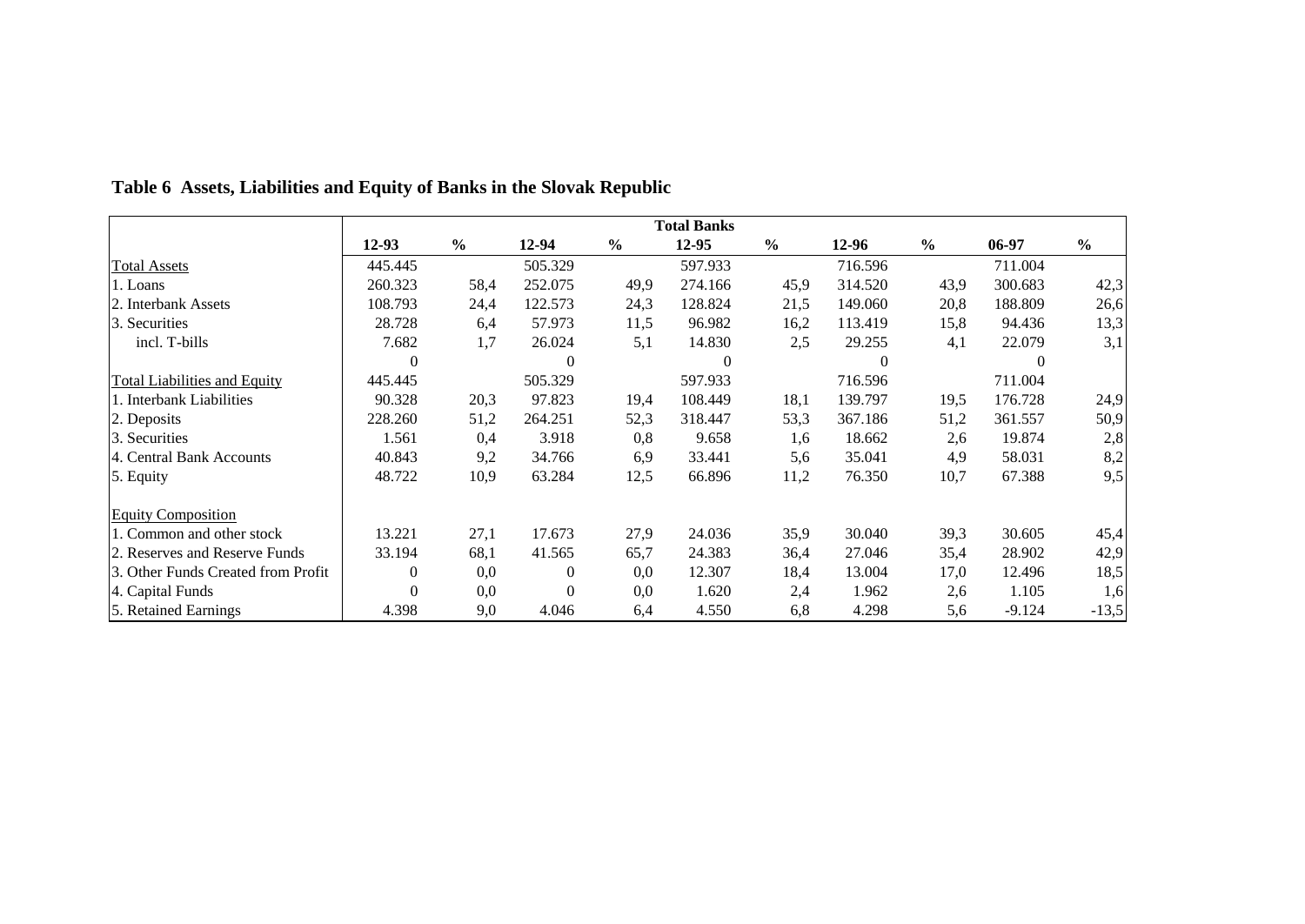**Table 6 Assets, Liabilities and Equity of Banks in the Slovak Republic**

| | Total Banks | | | | | | | | | |
|---|---|---|---|---|---|---|---|---|---|---|
| | 12-93 | % | 12-94 | % | 12-95 | % | 12-96 | % | 06-97 | % |
| Total Assets | 445.445 | | 505.329 | | 597.933 | | 716.596 | | 711.004 | |
| 1. Loans | 260.323 | 58,4 | 252.075 | 49,9 | 274.166 | 45,9 | 314.520 | 43,9 | 300.683 | 42,3 |
| 2. Interbank Assets | 108.793 | 24,4 | 122.573 | 24,3 | 128.824 | 21,5 | 149.060 | 20,8 | 188.809 | 26,6 |
| 3. Securities | 28.728 | 6,4 | 57.973 | 11,5 | 96.982 | 16,2 | 113.419 | 15,8 | 94.436 | 13,3 |
| incl. T-bills | 7.682 | 1,7 | 26.024 | 5,1 | 14.830 | 2,5 | 29.255 | 4,1 | 22.079 | 3,1 |
| | 0 | | 0 | | 0 | | 0 | | 0 | |
| Total Liabilities and Equity | 445.445 | | 505.329 | | 597.933 | | 716.596 | | 711.004 | |
| 1. Interbank Liabilities | 90.328 | 20,3 | 97.823 | 19,4 | 108.449 | 18,1 | 139.797 | 19,5 | 176.728 | 24,9 |
| 2. Deposits | 228.260 | 51,2 | 264.251 | 52,3 | 318.447 | 53,3 | 367.186 | 51,2 | 361.557 | 50,9 |
| 3. Securities | 1.561 | 0,4 | 3.918 | 0,8 | 9.658 | 1,6 | 18.662 | 2,6 | 19.874 | 2,8 |
| 4. Central Bank Accounts | 40.843 | 9,2 | 34.766 | 6,9 | 33.441 | 5,6 | 35.041 | 4,9 | 58.031 | 8,2 |
| 5. Equity | 48.722 | 10,9 | 63.284 | 12,5 | 66.896 | 11,2 | 76.350 | 10,7 | 67.388 | 9,5 |
| | | | | | | | | | | |
| Equity Composition | | | | | | | | | | |
| 1. Common and other stock | 13.221 | 27,1 | 17.673 | 27,9 | 24.036 | 35,9 | 30.040 | 39,3 | 30.605 | 45,4 |
| 2. Reserves and Reserve Funds | 33.194 | 68,1 | 41.565 | 65,7 | 24.383 | 36,4 | 27.046 | 35,4 | 28.902 | 42,9 |
| 3. Other Funds Created from Profit | 0 | 0,0 | 0 | 0,0 | 12.307 | 18,4 | 13.004 | 17,0 | 12.496 | 18,5 |
| 4. Capital Funds | 0 | 0,0 | 0 | 0,0 | 1.620 | 2,4 | 1.962 | 2,6 | 1.105 | 1,6 |
| 5. Retained Earnings | 4.398 | 9,0 | 4.046 | 6,4 | 4.550 | 6,8 | 4.298 | 5,6 | -9.124 | -13,5 |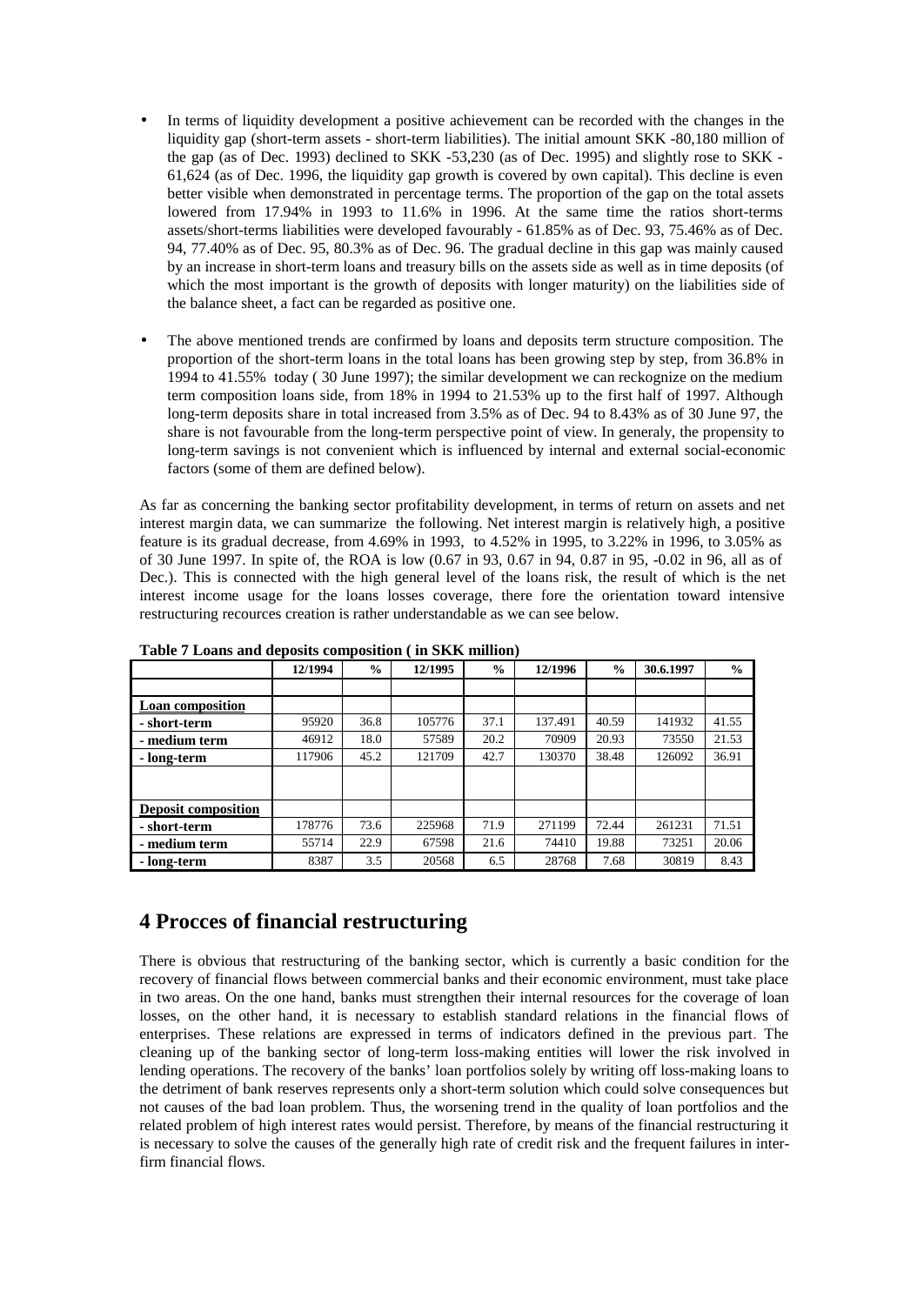- In terms of liquidity development a positive achievement can be recorded with the changes in the liquidity gap (short-term assets - short-term liabilities). The initial amount SKK -80,180 million of the gap (as of Dec. 1993) declined to SKK -53,230 (as of Dec. 1995) and slightly rose to SKK -61,624 (as of Dec. 1996, the liquidity gap growth is covered by own capital). This decline is even better visible when demonstrated in percentage terms. The proportion of the gap on the total assets lowered from 17.94% in 1993 to 11.6% in 1996. At the same time the ratios short-terms assets/short-terms liabilities were developed favourably - 61.85% as of Dec. 93, 75.46% as of Dec. 94, 77.40% as of Dec. 95, 80.3% as of Dec. 96. The gradual decline in this gap was mainly caused by an increase in short-term loans and treasury bills on the assets side as well as in time deposits (of which the most important is the growth of deposits with longer maturity) on the liabilities side of the balance sheet, a fact can be regarded as positive one.

- The above mentioned trends are confirmed by loans and deposits term structure composition. The proportion of the short-term loans in the total loans has been growing step by step, from 36.8% in 1994 to 41.55% today ( 30 June 1997); the similar development we can reckognize on the medium term composition loans side, from 18% in 1994 to 21.53% up to the first half of 1997. Although long-term deposits share in total increased from 3.5% as of Dec. 94 to 8.43% as of 30 June 97, the share is not favourable from the long-term perspective point of view. In generaly, the propensity to long-term savings is not convenient which is influenced by internal and external social-economic factors (some of them are defined below).

As far as concerning the banking sector profitability development, in terms of return on assets and net interest margin data, we can summarize the following. Net interest margin is relatively high, a positive feature is its gradual decrease, from 4.69% in 1993, to 4.52% in 1995, to 3.22% in 1996, to 3.05% as of 30 June 1997. In spite of, the ROA is low (0.67 in 93, 0.67 in 94, 0.87 in 95, -0.02 in 96, all as of Dec.). This is connected with the high general level of the loans risk, the result of which is the net interest income usage for the loans losses coverage, there fore the orientation toward intensive restructuring recources creation is rather understandable as we can see below.

**Table 7 Loans and deposits composition ( in SKK million)**

| | 12/1994 | % | 12/1995 | % | 12/1996 | % | 30.6.1997 | % |
|---|---|---|---|---|---|---|---|---|
| | | | | | | | | |
| **Loan composition** | | | | | | | | |
| **- short-term** | 95920 | 36.8 | 105776 | 37.1 | 137.491 | 40.59 | 141932 | 41.55 |
| **- medium term** | 46912 | 18.0 | 57589 | 20.2 | 70909 | 20.93 | 73550 | 21.53 |
| **- long-term** | 117906 | 45.2 | 121709 | 42.7 | 130370 | 38.48 | 126092 | 36.91 |
| | | | | | | | | |
| **Deposit composition** | | | | | | | | |
| **- short-term** | 178776 | 73.6 | 225968 | 71.9 | 271199 | 72.44 | 261231 | 71.51 |
| **- medium term** | 55714 | 22.9 | 67598 | 21.6 | 74410 | 19.88 | 73251 | 20.06 |
| **- long-term** | 8387 | 3.5 | 20568 | 6.5 | 28768 | 7.68 | 30819 | 8.43 |

# 4 Procces of financial restructuring

There is obvious that restructuring of the banking sector, which is currently a basic condition for the recovery of financial flows between commercial banks and their economic environment, must take place in two areas. On the one hand, banks must strengthen their internal resources for the coverage of loan losses, on the other hand, it is necessary to establish standard relations in the financial flows of enterprises. These relations are expressed in terms of indicators defined in the previous part. The cleaning up of the banking sector of long-term loss-making entities will lower the risk involved in lending operations. The recovery of the banks' loan portfolios solely by writing off loss-making loans to the detriment of bank reserves represents only a short-term solution which could solve consequences but not causes of the bad loan problem. Thus, the worsening trend in the quality of loan portfolios and the related problem of high interest rates would persist. Therefore, by means of the financial restructuring it is necessary to solve the causes of the generally high rate of credit risk and the frequent failures in inter-firm financial flows.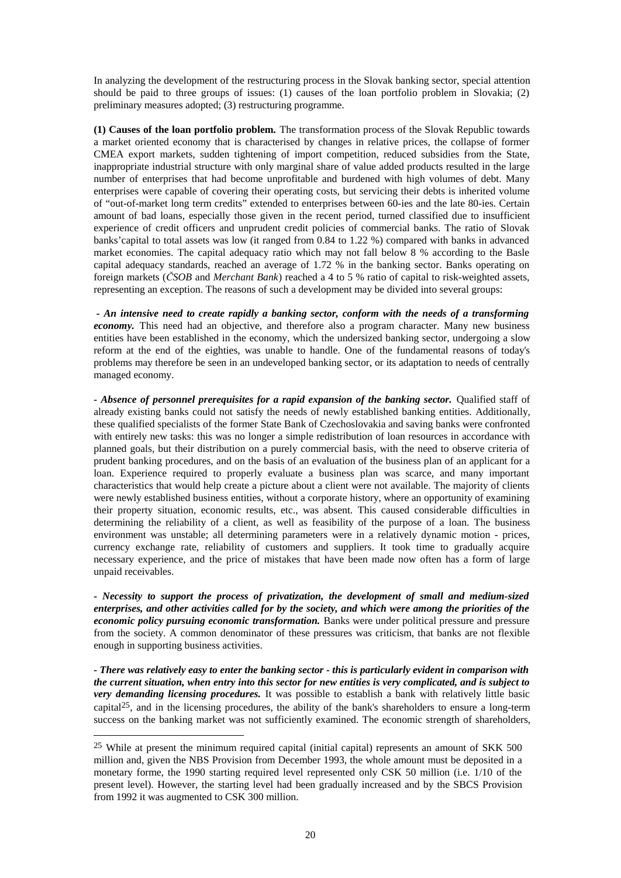In analyzing the development of the restructuring process in the Slovak banking sector, special attention should be paid to three groups of issues: (1) causes of the loan portfolio problem in Slovakia; (2) preliminary measures adopted; (3) restructuring programme.

**(1) Causes of the loan portfolio problem.** The transformation process of the Slovak Republic towards a market oriented economy that is characterised by changes in relative prices, the collapse of former CMEA export markets, sudden tightening of import competition, reduced subsidies from the State, inappropriate industrial structure with only marginal share of value added products resulted in the large number of enterprises that had become unprofitable and burdened with high volumes of debt. Many enterprises were capable of covering their operating costs, but servicing their debts is inherited volume of "out-of-market long term credits" extended to enterprises between 60-ies and the late 80-ies. Certain amount of bad loans, especially those given in the recent period, turned classified due to insufficient experience of credit officers and unprudent credit policies of commercial banks. The ratio of Slovak banks'capital to total assets was low (it ranged from 0.84 to 1.22 %) compared with banks in advanced market economies. The capital adequacy ratio which may not fall below 8 % according to the Basle capital adequacy standards, reached an average of 1.72 % in the banking sector. Banks operating on foreign markets (*ČSOB* and *Merchant Bank*) reached a 4 to 5 % ratio of capital to risk-weighted assets, representing an exception. The reasons of such a development may be divided into several groups:

***- An intensive need to create rapidly a banking sector, conform with the needs of a transforming economy.*** This need had an objective, and therefore also a program character. Many new business entities have been established in the economy, which the undersized banking sector, undergoing a slow reform at the end of the eighties, was unable to handle. One of the fundamental reasons of today's problems may therefore be seen in an undeveloped banking sector, or its adaptation to needs of centrally managed economy.

***- Absence of personnel prerequisites for a rapid expansion of the banking sector.*** Qualified staff of already existing banks could not satisfy the needs of newly established banking entities. Additionally, these qualified specialists of the former State Bank of Czechoslovakia and saving banks were confronted with entirely new tasks: this was no longer a simple redistribution of loan resources in accordance with planned goals, but their distribution on a purely commercial basis, with the need to observe criteria of prudent banking procedures, and on the basis of an evaluation of the business plan of an applicant for a loan. Experience required to properly evaluate a business plan was scarce, and many important characteristics that would help create a picture about a client were not available. The majority of clients were newly established business entities, without a corporate history, where an opportunity of examining their property situation, economic results, etc., was absent. This caused considerable difficulties in determining the reliability of a client, as well as feasibility of the purpose of a loan. The business environment was unstable; all determining parameters were in a relatively dynamic motion - prices, currency exchange rate, reliability of customers and suppliers. It took time to gradually acquire necessary experience, and the price of mistakes that have been made now often has a form of large unpaid receivables.

***- Necessity to support the process of privatization, the development of small and medium-sized enterprises, and other activities called for by the society, and which were among the priorities of the economic policy pursuing economic transformation.*** Banks were under political pressure and pressure from the society. A common denominator of these pressures was criticism, that banks are not flexible enough in supporting business activities.

***- There was relatively easy to enter the banking sector - this is particularly evident in comparison with the current situation, when entry into this sector for new entities is very complicated, and is subject to very demanding licensing procedures.*** It was possible to establish a bank with relatively little basic capital[25], and in the licensing procedures, the ability of the bank's shareholders to ensure a long-term success on the banking market was not sufficiently examined. The economic strength of shareholders,

[25] While at present the minimum required capital (initial capital) represents an amount of SKK 500 million and, given the NBS Provision from December 1993, the whole amount must be deposited in a monetary forme, the 1990 starting required level represented only CSK 50 million (i.e. 1/10 of the present level). However, the starting level had been gradually increased and by the SBCS Provision from 1992 it was augmented to CSK 300 million.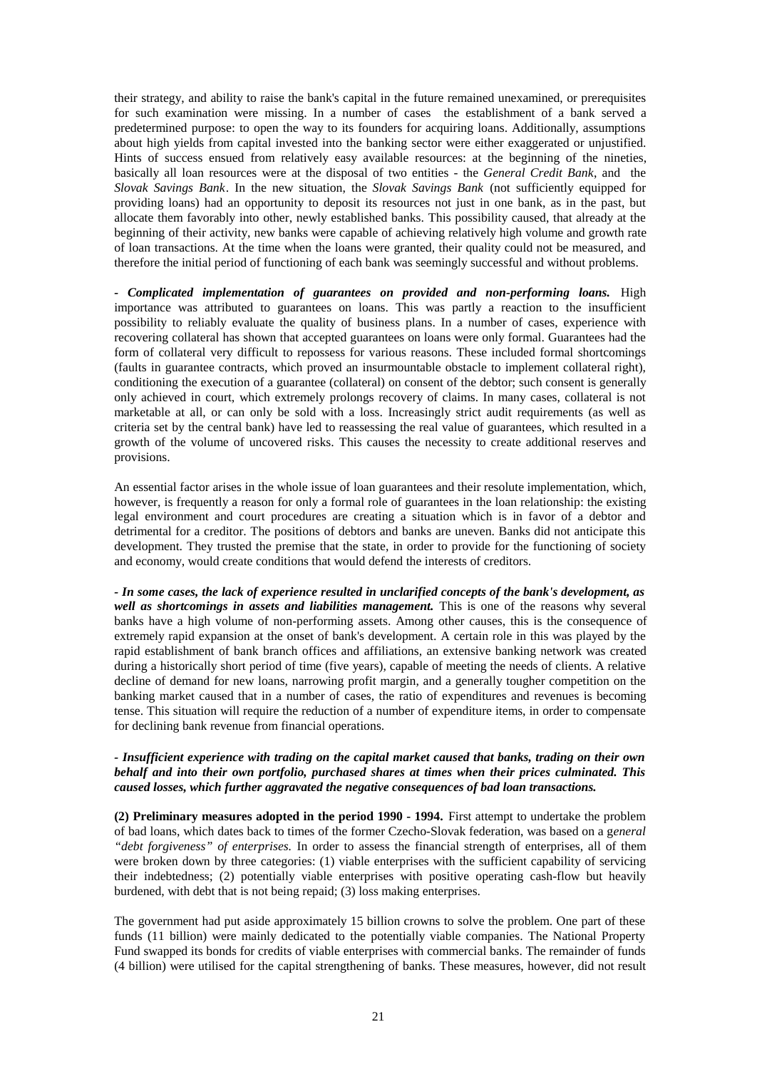their strategy, and ability to raise the bank's capital in the future remained unexamined, or prerequisites for such examination were missing. In a number of cases the establishment of a bank served a predetermined purpose: to open the way to its founders for acquiring loans. Additionally, assumptions about high yields from capital invested into the banking sector were either exaggerated or unjustified. Hints of success ensued from relatively easy available resources: at the beginning of the nineties, basically all loan resources were at the disposal of two entities - the *General Credit Bank*, and the *Slovak Savings Bank*. In the new situation, the *Slovak Savings Bank* (not sufficiently equipped for providing loans) had an opportunity to deposit its resources not just in one bank, as in the past, but allocate them favorably into other, newly established banks. This possibility caused, that already at the beginning of their activity, new banks were capable of achieving relatively high volume and growth rate of loan transactions. At the time when the loans were granted, their quality could not be measured, and therefore the initial period of functioning of each bank was seemingly successful and without problems.

***- Complicated implementation of guarantees on provided and non-performing loans.*** High importance was attributed to guarantees on loans. This was partly a reaction to the insufficient possibility to reliably evaluate the quality of business plans. In a number of cases, experience with recovering collateral has shown that accepted guarantees on loans were only formal. Guarantees had the form of collateral very difficult to repossess for various reasons. These included formal shortcomings (faults in guarantee contracts, which proved an insurmountable obstacle to implement collateral right), conditioning the execution of a guarantee (collateral) on consent of the debtor; such consent is generally only achieved in court, which extremely prolongs recovery of claims. In many cases, collateral is not marketable at all, or can only be sold with a loss. Increasingly strict audit requirements (as well as criteria set by the central bank) have led to reassessing the real value of guarantees, which resulted in a growth of the volume of uncovered risks. This causes the necessity to create additional reserves and provisions.

An essential factor arises in the whole issue of loan guarantees and their resolute implementation, which, however, is frequently a reason for only a formal role of guarantees in the loan relationship: the existing legal environment and court procedures are creating a situation which is in favor of a debtor and detrimental for a creditor. The positions of debtors and banks are uneven. Banks did not anticipate this development. They trusted the premise that the state, in order to provide for the functioning of society and economy, would create conditions that would defend the interests of creditors.

***- In some cases, the lack of experience resulted in unclarified concepts of the bank's development, as well as shortcomings in assets and liabilities management.*** This is one of the reasons why several banks have a high volume of non-performing assets. Among other causes, this is the consequence of extremely rapid expansion at the onset of bank's development. A certain role in this was played by the rapid establishment of bank branch offices and affiliations, an extensive banking network was created during a historically short period of time (five years), capable of meeting the needs of clients. A relative decline of demand for new loans, narrowing profit margin, and a generally tougher competition on the banking market caused that in a number of cases, the ratio of expenditures and revenues is becoming tense. This situation will require the reduction of a number of expenditure items, in order to compensate for declining bank revenue from financial operations.

***- Insufficient experience with trading on the capital market caused that banks, trading on their own behalf and into their own portfolio, purchased shares at times when their prices culminated. This caused losses, which further aggravated the negative consequences of bad loan transactions.***

**(2) Preliminary measures adopted in the period 1990 - 1994.** First attempt to undertake the problem of bad loans, which dates back to times of the former Czecho-Slovak federation, was based on a g*eneral "debt forgiveness" of enterprises.* In order to assess the financial strength of enterprises, all of them were broken down by three categories: (1) viable enterprises with the sufficient capability of servicing their indebtedness; (2) potentially viable enterprises with positive operating cash-flow but heavily burdened, with debt that is not being repaid; (3) loss making enterprises.

The government had put aside approximately 15 billion crowns to solve the problem. One part of these funds (11 billion) were mainly dedicated to the potentially viable companies. The National Property Fund swapped its bonds for credits of viable enterprises with commercial banks. The remainder of funds (4 billion) were utilised for the capital strengthening of banks. These measures, however, did not result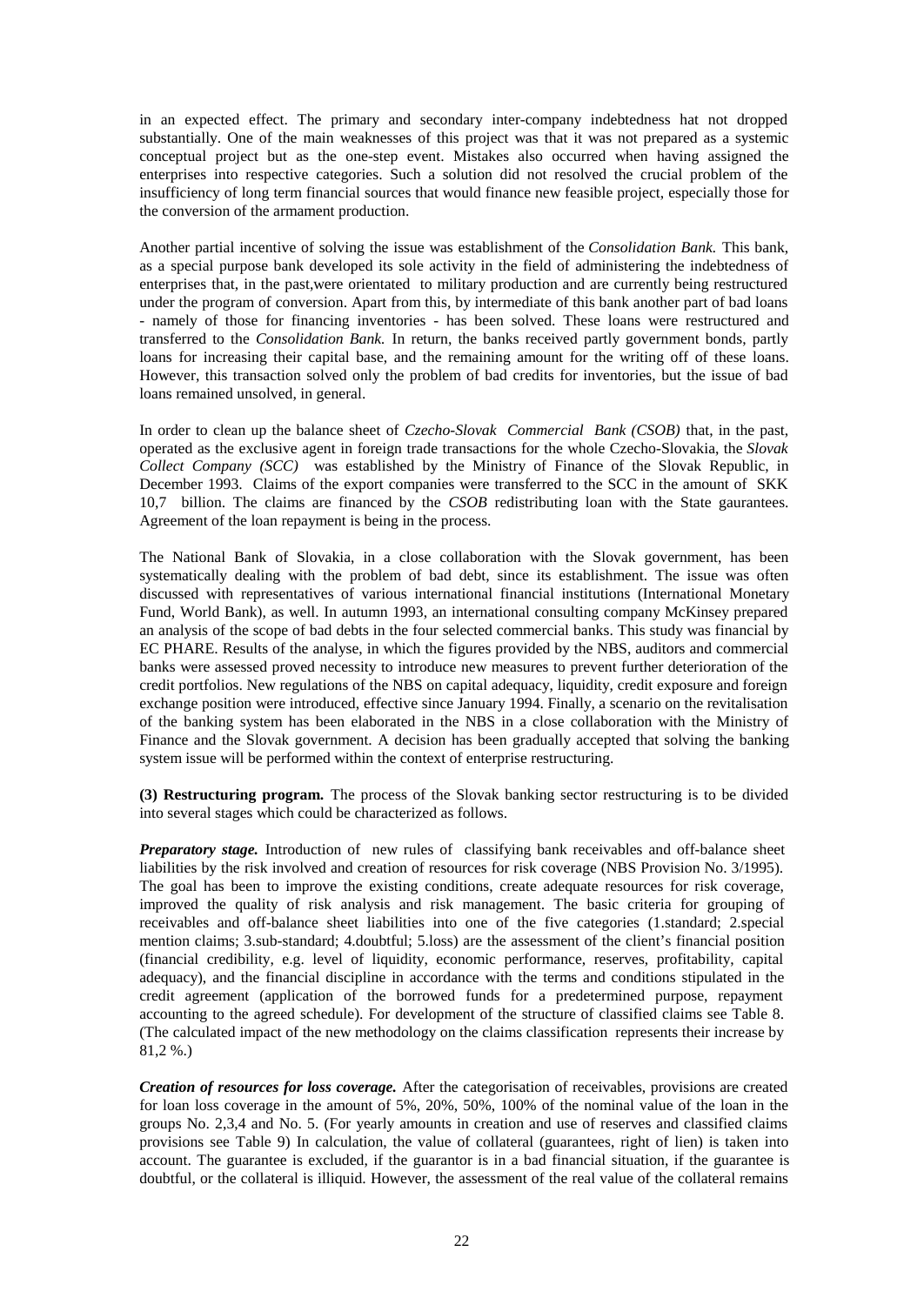in an expected effect. The primary and secondary inter-company indebtedness hat not dropped substantially. One of the main weaknesses of this project was that it was not prepared as a systemic conceptual project but as the one-step event. Mistakes also occurred when having assigned the enterprises into respective categories. Such a solution did not resolved the crucial problem of the insufficiency of long term financial sources that would finance new feasible project, especially those for the conversion of the armament production.

Another partial incentive of solving the issue was establishment of the *Consolidation Bank.* This bank, as a special purpose bank developed its sole activity in the field of administering the indebtedness of enterprises that, in the past,were orientated to military production and are currently being restructured under the program of conversion. Apart from this, by intermediate of this bank another part of bad loans - namely of those for financing inventories - has been solved. These loans were restructured and transferred to the *Consolidation Bank.* In return, the banks received partly government bonds, partly loans for increasing their capital base, and the remaining amount for the writing off of these loans. However, this transaction solved only the problem of bad credits for inventories, but the issue of bad loans remained unsolved, in general.

In order to clean up the balance sheet of *Czecho-Slovak Commercial Bank (CSOB)* that, in the past, operated as the exclusive agent in foreign trade transactions for the whole Czecho-Slovakia, the *Slovak Collect Company (SCC)* was established by the Ministry of Finance of the Slovak Republic, in December 1993. Claims of the export companies were transferred to the SCC in the amount of SKK 10,7 billion. The claims are financed by the *CSOB* redistributing loan with the State gaurantees. Agreement of the loan repayment is being in the process.

The National Bank of Slovakia, in a close collaboration with the Slovak government, has been systematically dealing with the problem of bad debt, since its establishment. The issue was often discussed with representatives of various international financial institutions (International Monetary Fund, World Bank), as well. In autumn 1993, an international consulting company McKinsey prepared an analysis of the scope of bad debts in the four selected commercial banks. This study was financial by EC PHARE. Results of the analyse, in which the figures provided by the NBS, auditors and commercial banks were assessed proved necessity to introduce new measures to prevent further deterioration of the credit portfolios. New regulations of the NBS on capital adequacy, liquidity, credit exposure and foreign exchange position were introduced, effective since January 1994. Finally, a scenario on the revitalisation of the banking system has been elaborated in the NBS in a close collaboration with the Ministry of Finance and the Slovak government. A decision has been gradually accepted that solving the banking system issue will be performed within the context of enterprise restructuring.

**(3) Restructuring program.** The process of the Slovak banking sector restructuring is to be divided into several stages which could be characterized as follows.

***Preparatory stage.*** Introduction of new rules of classifying bank receivables and off-balance sheet liabilities by the risk involved and creation of resources for risk coverage (NBS Provision No. 3/1995). The goal has been to improve the existing conditions, create adequate resources for risk coverage, improved the quality of risk analysis and risk management. The basic criteria for grouping of receivables and off-balance sheet liabilities into one of the five categories (1.standard; 2.special mention claims; 3.sub-standard; 4.doubtful; 5.loss) are the assessment of the client's financial position (financial credibility, e.g. level of liquidity, economic performance, reserves, profitability, capital adequacy), and the financial discipline in accordance with the terms and conditions stipulated in the credit agreement (application of the borrowed funds for a predetermined purpose, repayment accounting to the agreed schedule). For development of the structure of classified claims see Table 8. (The calculated impact of the new methodology on the claims classification represents their increase by 81,2 %.)

***Creation of resources for loss coverage.*** After the categorisation of receivables, provisions are created for loan loss coverage in the amount of 5%, 20%, 50%, 100% of the nominal value of the loan in the groups No. 2,3,4 and No. 5. (For yearly amounts in creation and use of reserves and classified claims provisions see Table 9) In calculation, the value of collateral (guarantees, right of lien) is taken into account. The guarantee is excluded, if the guarantor is in a bad financial situation, if the guarantee is doubtful, or the collateral is illiquid. However, the assessment of the real value of the collateral remains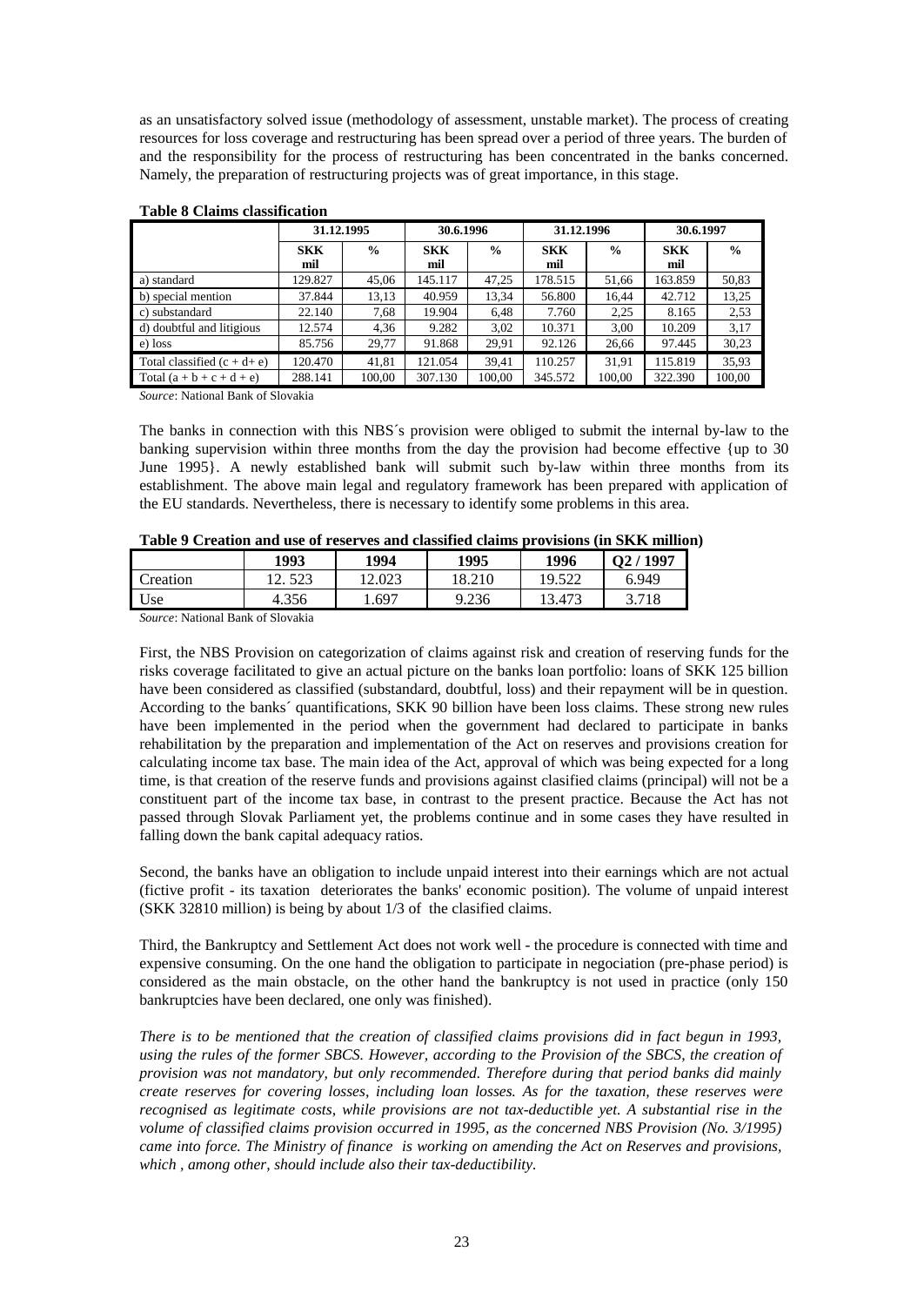as an unsatisfactory solved issue (methodology of assessment, unstable market). The process of creating resources for loss coverage and restructuring has been spread over a period of three years. The burden of and the responsibility for the process of restructuring has been concentrated in the banks concerned. Namely, the preparation of restructuring projects was of great importance, in this stage.

**Table 8 Claims classification**

| | 31.12.1995 | | 30.6.1996 | | 31.12.1996 | | 30.6.1997 | |
|---|---|---|---|---|---|---|---|---|
| | **SKK mil** | **%** | **SKK mil** | **%** | **SKK mil** | **%** | **SKK mil** | **%** |
| a) standard | 129.827 | 45,06 | 145.117 | 47,25 | 178.515 | 51,66 | 163.859 | 50,83 |
| b) special mention | 37.844 | 13,13 | 40.959 | 13,34 | 56.800 | 16,44 | 42.712 | 13,25 |
| c) substandard | 22.140 | 7,68 | 19.904 | 6,48 | 7.760 | 2,25 | 8.165 | 2,53 |
| d) doubtful and litigious | 12.574 | 4,36 | 9.282 | 3,02 | 10.371 | 3,00 | 10.209 | 3,17 |
| e) loss | 85.756 | 29,77 | 91.868 | 29,91 | 92.126 | 26,66 | 97.445 | 30,23 |
| Total classified (c + d+ e) | 120.470 | 41,81 | 121.054 | 39,41 | 110.257 | 31,91 | 115.819 | 35,93 |
| Total (a + b + c + d + e) | 288.141 | 100,00 | 307.130 | 100,00 | 345.572 | 100,00 | 322.390 | 100,00 |

*Source*: National Bank of Slovakia

The banks in connection with this NBS´s provision were obliged to submit the internal by-law to the banking supervision within three months from the day the provision had become effective {up to 30 June 1995}. A newly established bank will submit such by-law within three months from its establishment. The above main legal and regulatory framework has been prepared with application of the EU standards. Nevertheless, there is necessary to identify some problems in this area.

**Table 9 Creation and use of reserves and classified claims provisions (in SKK million)**

| | 1993 | 1994 | 1995 | 1996 | Q2 / 1997 |
|---|---|---|---|---|---|
| Creation | 12. 523 | 12.023 | 18.210 | 19.522 | 6.949 |
| Use | 4.356 | 1.697 | 9.236 | 13.473 | 3.718 |

*Source*: National Bank of Slovakia

First, the NBS Provision on categorization of claims against risk and creation of reserving funds for the risks coverage facilitated to give an actual picture on the banks loan portfolio: loans of SKK 125 billion have been considered as classified (substandard, doubtful, loss) and their repayment will be in question. According to the banks´ quantifications, SKK 90 billion have been loss claims. These strong new rules have been implemented in the period when the government had declared to participate in banks rehabilitation by the preparation and implementation of the Act on reserves and provisions creation for calculating income tax base. The main idea of the Act, approval of which was being expected for a long time, is that creation of the reserve funds and provisions against clasified claims (principal) will not be a constituent part of the income tax base, in contrast to the present practice. Because the Act has not passed through Slovak Parliament yet, the problems continue and in some cases they have resulted in falling down the bank capital adequacy ratios.

Second, the banks have an obligation to include unpaid interest into their earnings which are not actual (fictive profit - its taxation deteriorates the banks' economic position). The volume of unpaid interest (SKK 32810 million) is being by about 1/3 of the clasified claims.

Third, the Bankruptcy and Settlement Act does not work well - the procedure is connected with time and expensive consuming. On the one hand the obligation to participate in negociation (pre-phase period) is considered as the main obstacle, on the other hand the bankruptcy is not used in practice (only 150 bankruptcies have been declared, one only was finished).

*There is to be mentioned that the creation of classified claims provisions did in fact begun in 1993, using the rules of the former SBCS. However, according to the Provision of the SBCS, the creation of provision was not mandatory, but only recommended. Therefore during that period banks did mainly create reserves for covering losses, including loan losses. As for the taxation, these reserves were recognised as legitimate costs, while provisions are not tax-deductible yet. A substantial rise in the volume of classified claims provision occurred in 1995, as the concerned NBS Provision (No. 3/1995) came into force. The Ministry of finance is working on amending the Act on Reserves and provisions, which , among other, should include also their tax-deductibility.*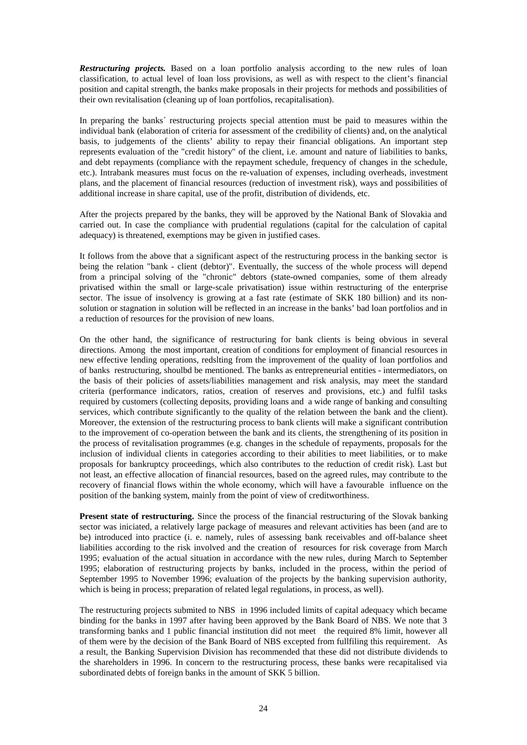***Restructuring projects.*** Based on a loan portfolio analysis according to the new rules of loan classification, to actual level of loan loss provisions, as well as with respect to the client's financial position and capital strength, the banks make proposals in their projects for methods and possibilities of their own revitalisation (cleaning up of loan portfolios, recapitalisation).

In preparing the banks´ restructuring projects special attention must be paid to measures within the individual bank (elaboration of criteria for assessment of the credibility of clients) and, on the analytical basis, to judgements of the clients' ability to repay their financial obligations. An important step represents evaluation of the "credit history" of the client, i.e. amount and nature of liabilities to banks, and debt repayments (compliance with the repayment schedule, frequency of changes in the schedule, etc.). Intrabank measures must focus on the re-valuation of expenses, including overheads, investment plans, and the placement of financial resources (reduction of investment risk), ways and possibilities of additional increase in share capital, use of the profit, distribution of dividends, etc.

After the projects prepared by the banks, they will be approved by the National Bank of Slovakia and carried out. In case the compliance with prudential regulations (capital for the calculation of capital adequacy) is threatened, exemptions may be given in justified cases.

It follows from the above that a significant aspect of the restructuring process in the banking sector is being the relation "bank - client (debtor)". Eventually, the success of the whole process will depend from a principal solving of the "chronic" debtors (state-owned companies, some of them already privatised within the small or large-scale privatisation) issue within restructuring of the enterprise sector. The issue of insolvency is growing at a fast rate (estimate of SKK 180 billion) and its non-solution or stagnation in solution will be reflected in an increase in the banks' bad loan portfolios and in a reduction of resources for the provision of new loans.

On the other hand, the significance of restructuring for bank clients is being obvious in several directions. Among the most important, creation of conditions for employment of financial resources in new effective lending operations, redslting from the improvement of the quality of loan portfolios and of banks restructuring, shoulbd be mentioned. The banks as entrepreneurial entities - intermediators, on the basis of their policies of assets/liabilities management and risk analysis, may meet the standard criteria (performance indicators, ratios, creation of reserves and provisions, etc.) and fulfil tasks required by customers (collecting deposits, providing loans and a wide range of banking and consulting services, which contribute significantly to the quality of the relation between the bank and the client). Moreover, the extension of the restructuring process to bank clients will make a significant contribution to the improvement of co-operation between the bank and its clients, the strengthening of its position in the process of revitalisation programmes (e.g. changes in the schedule of repayments, proposals for the inclusion of individual clients in categories according to their abilities to meet liabilities, or to make proposals for bankruptcy proceedings, which also contributes to the reduction of credit risk). Last but not least, an effective allocation of financial resources, based on the agreed rules, may contribute to the recovery of financial flows within the whole economy, which will have a favourable influence on the position of the banking system, mainly from the point of view of creditworthiness.

**Present state of restructuring.** Since the process of the financial restructuring of the Slovak banking sector was iniciated, a relatively large package of measures and relevant activities has been (and are to be) introduced into practice (i. e. namely, rules of assessing bank receivables and off-balance sheet liabilities according to the risk involved and the creation of resources for risk coverage from March 1995; evaluation of the actual situation in accordance with the new rules, during March to September 1995; elaboration of restructuring projects by banks, included in the process, within the period of September 1995 to November 1996; evaluation of the projects by the banking supervision authority, which is being in process; preparation of related legal regulations, in process, as well).

The restructuring projects submited to NBS in 1996 included limits of capital adequacy which became binding for the banks in 1997 after having been approved by the Bank Board of NBS. We note that 3 transforming banks and 1 public financial institution did not meet the required 8% limit, however all of them were by the decision of the Bank Board of NBS excepted from fullfiling this requirement. As a result, the Banking Supervision Division has recommended that these did not distribute dividends to the shareholders in 1996. In concern to the restructuring process, these banks were recapitalised via subordinated debts of foreign banks in the amount of SKK 5 billion.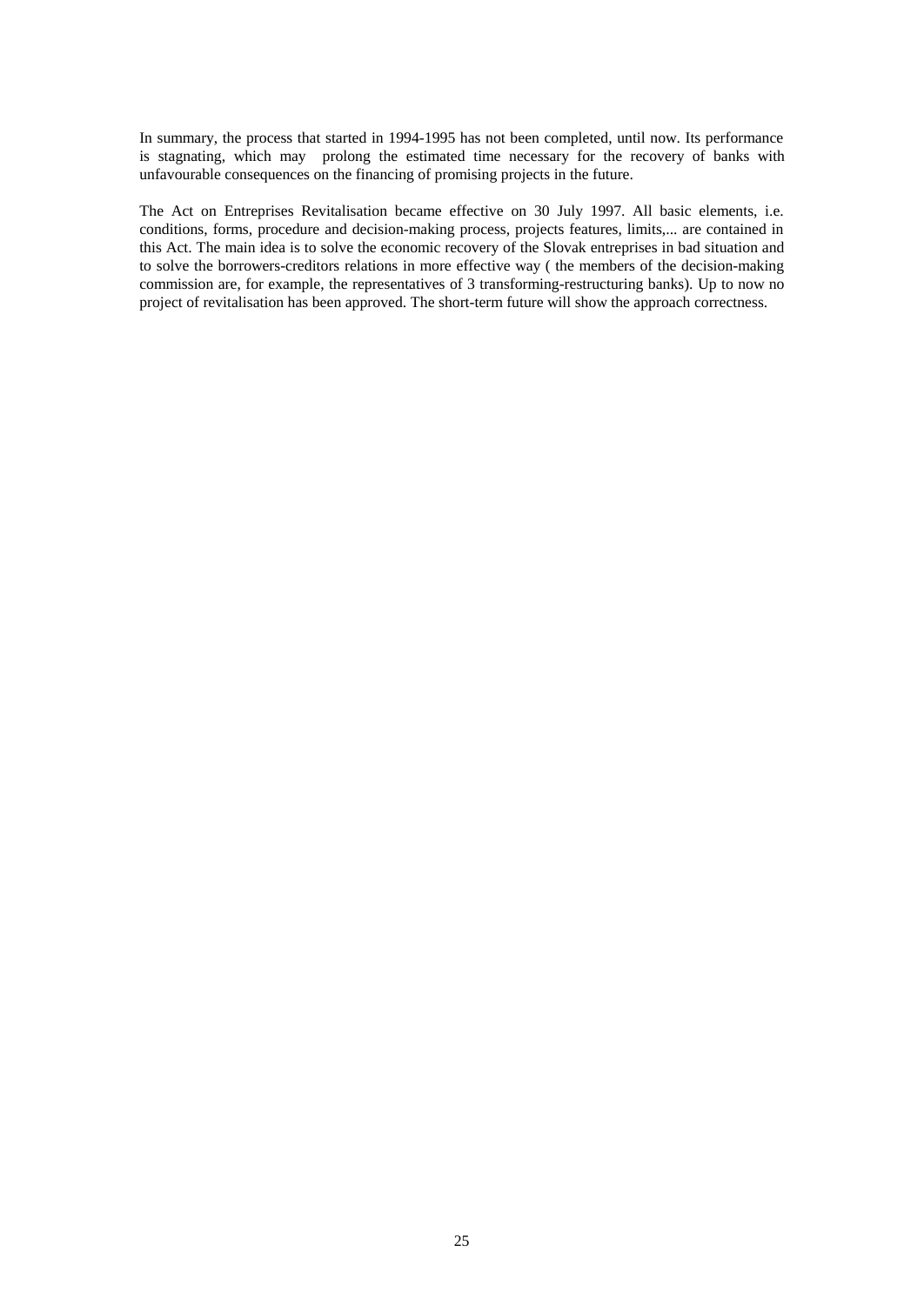In summary, the process that started in 1994-1995 has not been completed, until now. Its performance is stagnating, which may prolong the estimated time necessary for the recovery of banks with unfavourable consequences on the financing of promising projects in the future.

The Act on Entreprises Revitalisation became effective on 30 July 1997. All basic elements, i.e. conditions, forms, procedure and decision-making process, projects features, limits,... are contained in this Act. The main idea is to solve the economic recovery of the Slovak entreprises in bad situation and to solve the borrowers-creditors relations in more effective way ( the members of the decision-making commission are, for example, the representatives of 3 transforming-restructuring banks). Up to now no project of revitalisation has been approved. The short-term future will show the approach correctness.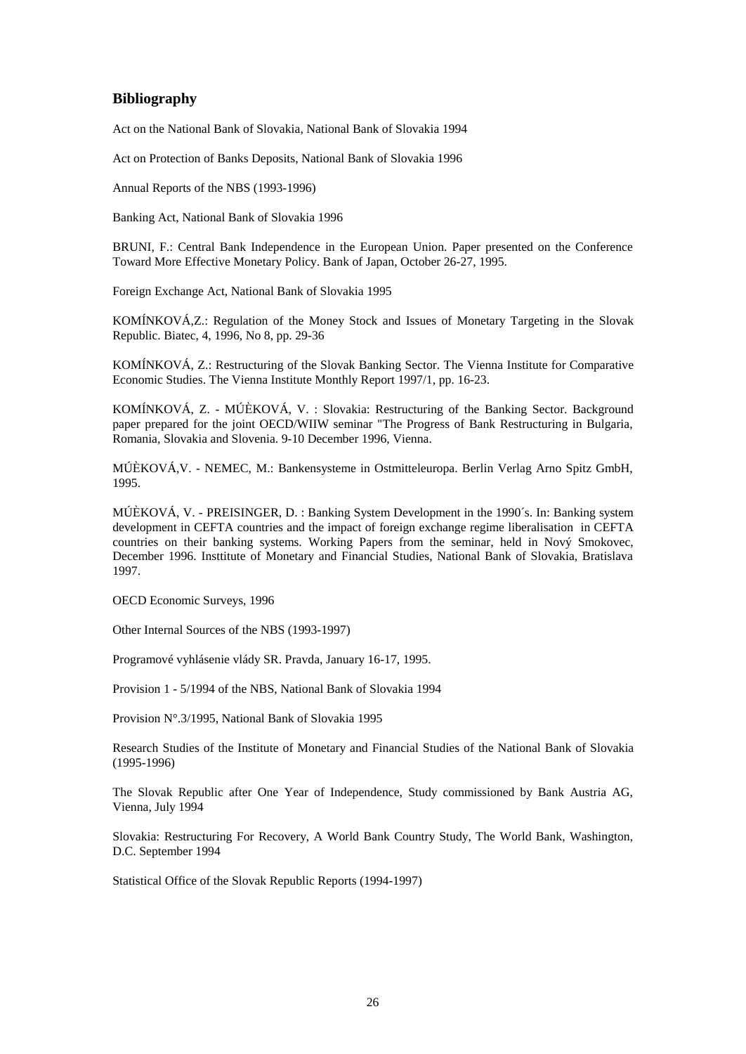## Bibliography

Act on the National Bank of Slovakia, National Bank of Slovakia 1994

Act on Protection of Banks Deposits, National Bank of Slovakia 1996

Annual Reports of the NBS (1993-1996)

Banking Act, National Bank of Slovakia 1996

BRUNI, F.: Central Bank Independence in the European Union. Paper presented on the Conference Toward More Effective Monetary Policy. Bank of Japan, October 26-27, 1995.

Foreign Exchange Act, National Bank of Slovakia 1995

KOMÍNKOVÁ,Z.: Regulation of the Money Stock and Issues of Monetary Targeting in the Slovak Republic. Biatec, 4, 1996, No 8, pp. 29-36

KOMÍNKOVÁ, Z.: Restructuring of the Slovak Banking Sector. The Vienna Institute for Comparative Economic Studies. The Vienna Institute Monthly Report 1997/1, pp. 16-23.

KOMÍNKOVÁ, Z. - MÚÈKOVÁ, V. : Slovakia: Restructuring of the Banking Sector. Background paper prepared for the joint OECD/WIIW seminar "The Progress of Bank Restructuring in Bulgaria, Romania, Slovakia and Slovenia. 9-10 December 1996, Vienna.

MÚÈKOVÁ,V. - NEMEC, M.: Bankensysteme in Ostmitteleuropa. Berlin Verlag Arno Spitz GmbH, 1995.

MÚÈKOVÁ, V. - PREISINGER, D. : Banking System Development in the 1990´s. In: Banking system development in CEFTA countries and the impact of foreign exchange regime liberalisation in CEFTA countries on their banking systems. Working Papers from the seminar, held in Nový Smokovec, December 1996. Insttitute of Monetary and Financial Studies, National Bank of Slovakia, Bratislava 1997.

OECD Economic Surveys, 1996

Other Internal Sources of the NBS (1993-1997)

Programové vyhlásenie vlády SR. Pravda, January 16-17, 1995.

Provision 1 - 5/1994 of the NBS, National Bank of Slovakia 1994

Provision N°.3/1995, National Bank of Slovakia 1995

Research Studies of the Institute of Monetary and Financial Studies of the National Bank of Slovakia (1995-1996)

The Slovak Republic after One Year of Independence, Study commissioned by Bank Austria AG, Vienna, July 1994

Slovakia: Restructuring For Recovery, A World Bank Country Study, The World Bank, Washington, D.C. September 1994

Statistical Office of the Slovak Republic Reports (1994-1997)